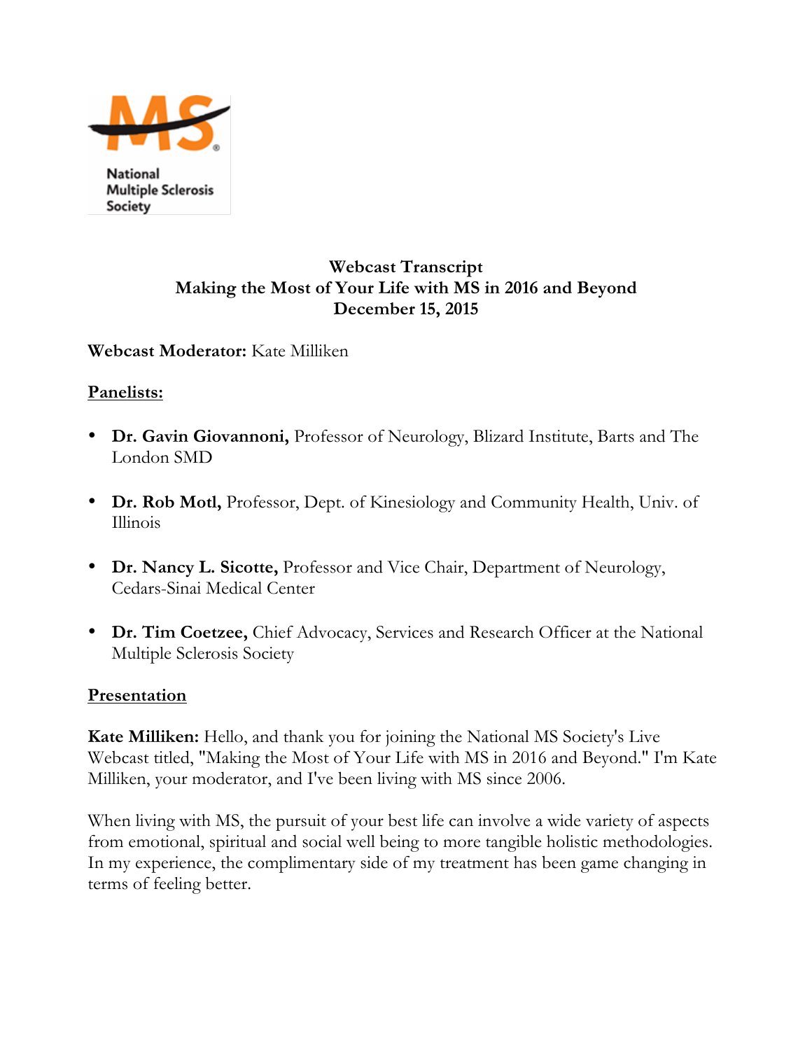National Multiple Sclerosis Society

# Webcast Transcript
## Making the Most of Your Life with MS in 2016 and Beyond
### December 15, 2015

**Webcast Moderator:** Kate Milliken

**Panelists:**

- **Dr. Gavin Giovannoni,** Professor of Neurology, Blizard Institute, Barts and The London SMD
- **Dr. Rob Motl,** Professor, Dept. of Kinesiology and Community Health, Univ. of Illinois
- **Dr. Nancy L. Sicotte,** Professor and Vice Chair, Department of Neurology, Cedars-Sinai Medical Center
- **Dr. Tim Coetzee,** Chief Advocacy, Services and Research Officer at the National Multiple Sclerosis Society

**Presentation**

**Kate Milliken:** Hello, and thank you for joining the National MS Society's Live Webcast titled, "Making the Most of Your Life with MS in 2016 and Beyond." I'm Kate Milliken, your moderator, and I've been living with MS since 2006.

When living with MS, the pursuit of your best life can involve a wide variety of aspects from emotional, spiritual and social well being to more tangible holistic methodologies. In my experience, the complimentary side of my treatment has been game changing in terms of feeling better.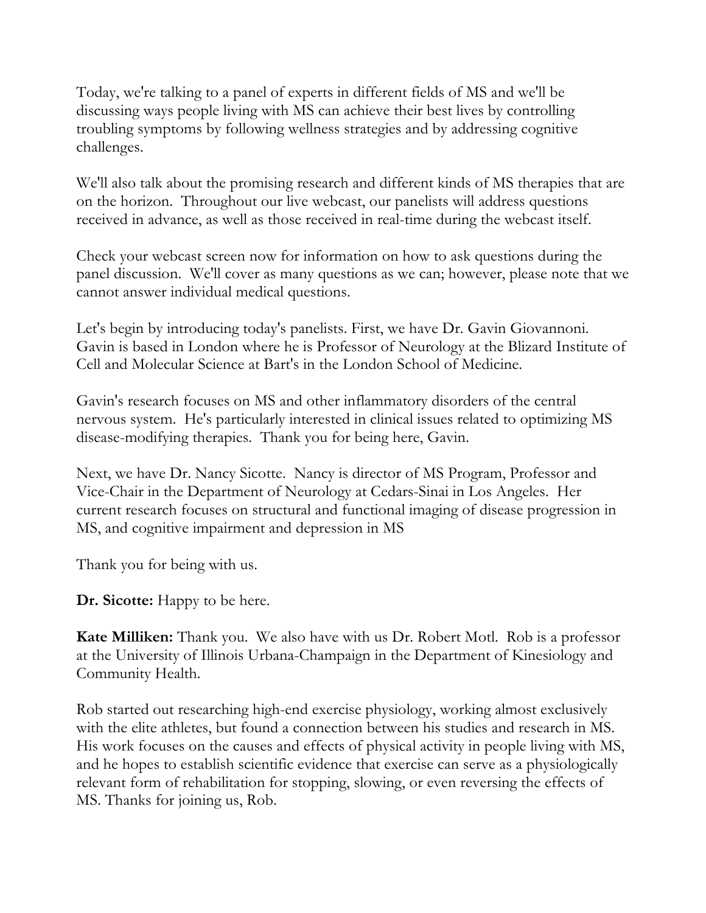Today, we're talking to a panel of experts in different fields of MS and we'll be discussing ways people living with MS can achieve their best lives by controlling troubling symptoms by following wellness strategies and by addressing cognitive challenges.

We'll also talk about the promising research and different kinds of MS therapies that are on the horizon. Throughout our live webcast, our panelists will address questions received in advance, as well as those received in real-time during the webcast itself.

Check your webcast screen now for information on how to ask questions during the panel discussion. We'll cover as many questions as we can; however, please note that we cannot answer individual medical questions.

Let's begin by introducing today's panelists. First, we have Dr. Gavin Giovannoni. Gavin is based in London where he is Professor of Neurology at the Blizard Institute of Cell and Molecular Science at Bart's in the London School of Medicine.

Gavin's research focuses on MS and other inflammatory disorders of the central nervous system. He's particularly interested in clinical issues related to optimizing MS disease-modifying therapies. Thank you for being here, Gavin.

Next, we have Dr. Nancy Sicotte. Nancy is director of MS Program, Professor and Vice-Chair in the Department of Neurology at Cedars-Sinai in Los Angeles. Her current research focuses on structural and functional imaging of disease progression in MS, and cognitive impairment and depression in MS

Thank you for being with us.

**Dr. Sicotte:** Happy to be here.

**Kate Milliken:** Thank you. We also have with us Dr. Robert Motl. Rob is a professor at the University of Illinois Urbana-Champaign in the Department of Kinesiology and Community Health.

Rob started out researching high-end exercise physiology, working almost exclusively with the elite athletes, but found a connection between his studies and research in MS. His work focuses on the causes and effects of physical activity in people living with MS, and he hopes to establish scientific evidence that exercise can serve as a physiologically relevant form of rehabilitation for stopping, slowing, or even reversing the effects of MS. Thanks for joining us, Rob.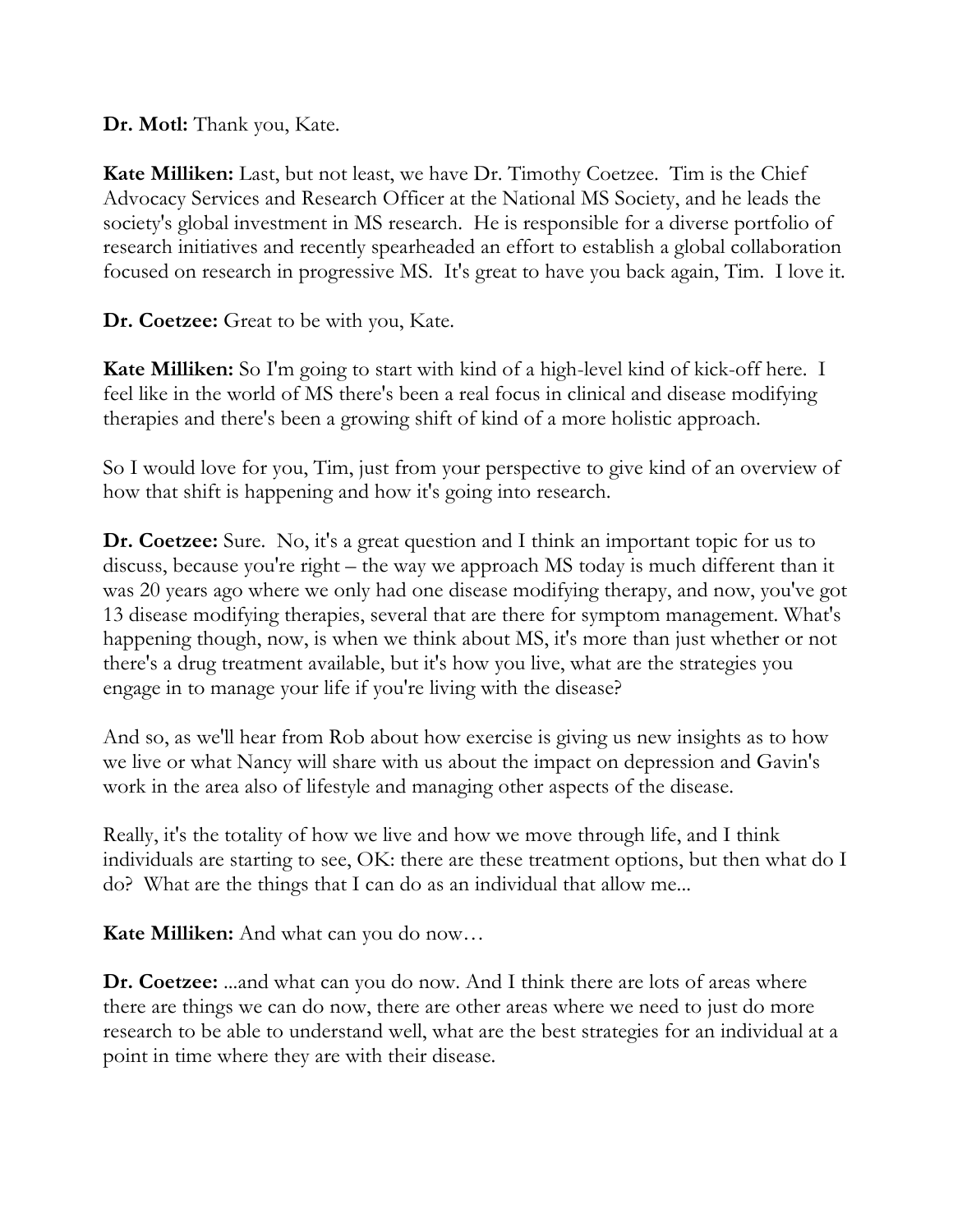**Dr. Motl:** Thank you, Kate.

**Kate Milliken:** Last, but not least, we have Dr. Timothy Coetzee. Tim is the Chief Advocacy Services and Research Officer at the National MS Society, and he leads the society's global investment in MS research. He is responsible for a diverse portfolio of research initiatives and recently spearheaded an effort to establish a global collaboration focused on research in progressive MS. It's great to have you back again, Tim. I love it.

**Dr. Coetzee:** Great to be with you, Kate.

**Kate Milliken:** So I'm going to start with kind of a high-level kind of kick-off here. I feel like in the world of MS there's been a real focus in clinical and disease modifying therapies and there's been a growing shift of kind of a more holistic approach.

So I would love for you, Tim, just from your perspective to give kind of an overview of how that shift is happening and how it's going into research.

**Dr. Coetzee:** Sure. No, it's a great question and I think an important topic for us to discuss, because you're right – the way we approach MS today is much different than it was 20 years ago where we only had one disease modifying therapy, and now, you've got 13 disease modifying therapies, several that are there for symptom management. What's happening though, now, is when we think about MS, it's more than just whether or not there's a drug treatment available, but it's how you live, what are the strategies you engage in to manage your life if you're living with the disease?

And so, as we'll hear from Rob about how exercise is giving us new insights as to how we live or what Nancy will share with us about the impact on depression and Gavin's work in the area also of lifestyle and managing other aspects of the disease.

Really, it's the totality of how we live and how we move through life, and I think individuals are starting to see, OK: there are these treatment options, but then what do I do? What are the things that I can do as an individual that allow me...

**Kate Milliken:** And what can you do now…

**Dr. Coetzee:** ...and what can you do now. And I think there are lots of areas where there are things we can do now, there are other areas where we need to just do more research to be able to understand well, what are the best strategies for an individual at a point in time where they are with their disease.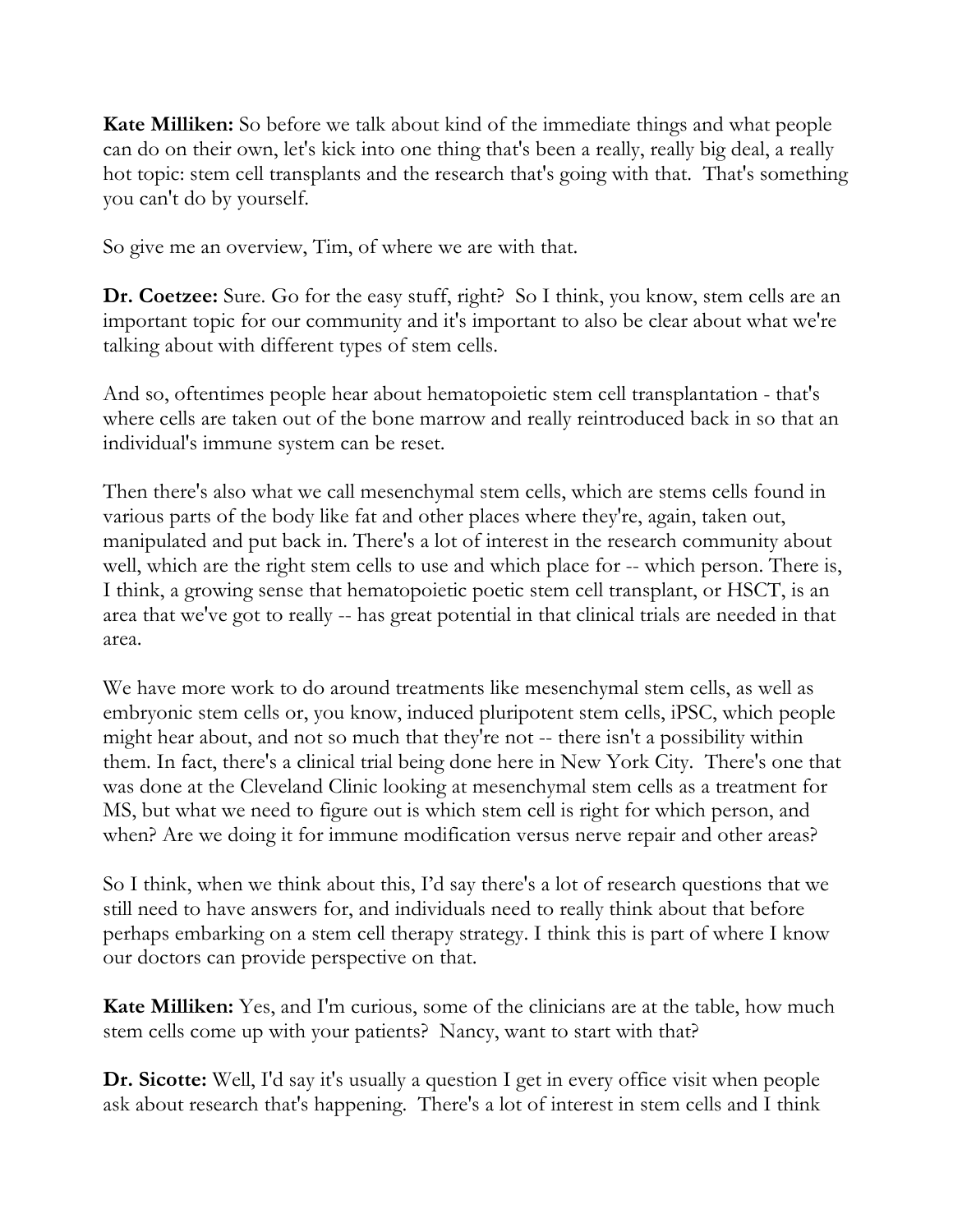**Kate Milliken:** So before we talk about kind of the immediate things and what people can do on their own, let's kick into one thing that's been a really, really big deal, a really hot topic: stem cell transplants and the research that's going with that. That's something you can't do by yourself.

So give me an overview, Tim, of where we are with that.

**Dr. Coetzee:** Sure. Go for the easy stuff, right? So I think, you know, stem cells are an important topic for our community and it's important to also be clear about what we're talking about with different types of stem cells.

And so, oftentimes people hear about hematopoietic stem cell transplantation - that's where cells are taken out of the bone marrow and really reintroduced back in so that an individual's immune system can be reset.

Then there's also what we call mesenchymal stem cells, which are stems cells found in various parts of the body like fat and other places where they're, again, taken out, manipulated and put back in. There's a lot of interest in the research community about well, which are the right stem cells to use and which place for -- which person. There is, I think, a growing sense that hematopoietic poetic stem cell transplant, or HSCT, is an area that we've got to really -- has great potential in that clinical trials are needed in that area.

We have more work to do around treatments like mesenchymal stem cells, as well as embryonic stem cells or, you know, induced pluripotent stem cells, iPSC, which people might hear about, and not so much that they're not -- there isn't a possibility within them. In fact, there's a clinical trial being done here in New York City. There's one that was done at the Cleveland Clinic looking at mesenchymal stem cells as a treatment for MS, but what we need to figure out is which stem cell is right for which person, and when? Are we doing it for immune modification versus nerve repair and other areas?

So I think, when we think about this, I'd say there's a lot of research questions that we still need to have answers for, and individuals need to really think about that before perhaps embarking on a stem cell therapy strategy. I think this is part of where I know our doctors can provide perspective on that.

**Kate Milliken:** Yes, and I'm curious, some of the clinicians are at the table, how much stem cells come up with your patients? Nancy, want to start with that?

**Dr. Sicotte:** Well, I'd say it's usually a question I get in every office visit when people ask about research that's happening. There's a lot of interest in stem cells and I think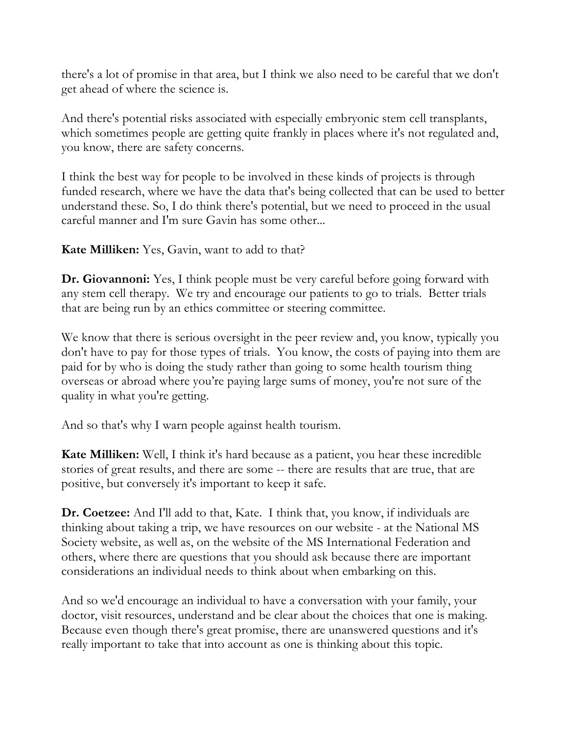there's a lot of promise in that area, but I think we also need to be careful that we don't get ahead of where the science is.

And there's potential risks associated with especially embryonic stem cell transplants, which sometimes people are getting quite frankly in places where it's not regulated and, you know, there are safety concerns.

I think the best way for people to be involved in these kinds of projects is through funded research, where we have the data that's being collected that can be used to better understand these. So, I do think there's potential, but we need to proceed in the usual careful manner and I'm sure Gavin has some other...

**Kate Milliken:** Yes, Gavin, want to add to that?

**Dr. Giovannoni:** Yes, I think people must be very careful before going forward with any stem cell therapy. We try and encourage our patients to go to trials. Better trials that are being run by an ethics committee or steering committee.

We know that there is serious oversight in the peer review and, you know, typically you don't have to pay for those types of trials. You know, the costs of paying into them are paid for by who is doing the study rather than going to some health tourism thing overseas or abroad where you're paying large sums of money, you're not sure of the quality in what you're getting.

And so that's why I warn people against health tourism.

**Kate Milliken:** Well, I think it's hard because as a patient, you hear these incredible stories of great results, and there are some -- there are results that are true, that are positive, but conversely it's important to keep it safe.

**Dr. Coetzee:** And I'll add to that, Kate. I think that, you know, if individuals are thinking about taking a trip, we have resources on our website - at the National MS Society website, as well as, on the website of the MS International Federation and others, where there are questions that you should ask because there are important considerations an individual needs to think about when embarking on this.

And so we'd encourage an individual to have a conversation with your family, your doctor, visit resources, understand and be clear about the choices that one is making. Because even though there's great promise, there are unanswered questions and it's really important to take that into account as one is thinking about this topic.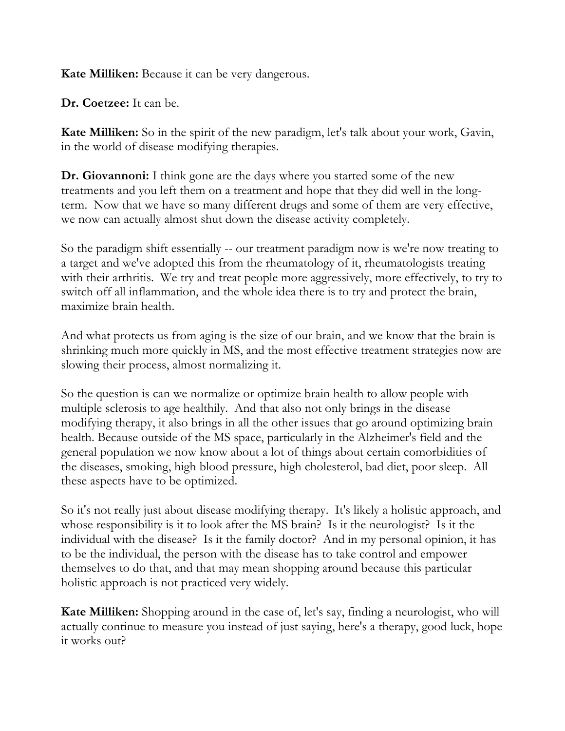**Kate Milliken:** Because it can be very dangerous.

**Dr. Coetzee:** It can be.

**Kate Milliken:** So in the spirit of the new paradigm, let's talk about your work, Gavin, in the world of disease modifying therapies.

**Dr. Giovannoni:** I think gone are the days where you started some of the new treatments and you left them on a treatment and hope that they did well in the long-term. Now that we have so many different drugs and some of them are very effective, we now can actually almost shut down the disease activity completely.

So the paradigm shift essentially -- our treatment paradigm now is we're now treating to a target and we've adopted this from the rheumatology of it, rheumatologists treating with their arthritis. We try and treat people more aggressively, more effectively, to try to switch off all inflammation, and the whole idea there is to try and protect the brain, maximize brain health.

And what protects us from aging is the size of our brain, and we know that the brain is shrinking much more quickly in MS, and the most effective treatment strategies now are slowing their process, almost normalizing it.

So the question is can we normalize or optimize brain health to allow people with multiple sclerosis to age healthily. And that also not only brings in the disease modifying therapy, it also brings in all the other issues that go around optimizing brain health. Because outside of the MS space, particularly in the Alzheimer's field and the general population we now know about a lot of things about certain comorbidities of the diseases, smoking, high blood pressure, high cholesterol, bad diet, poor sleep. All these aspects have to be optimized.

So it's not really just about disease modifying therapy. It's likely a holistic approach, and whose responsibility is it to look after the MS brain? Is it the neurologist? Is it the individual with the disease? Is it the family doctor? And in my personal opinion, it has to be the individual, the person with the disease has to take control and empower themselves to do that, and that may mean shopping around because this particular holistic approach is not practiced very widely.

**Kate Milliken:** Shopping around in the case of, let's say, finding a neurologist, who will actually continue to measure you instead of just saying, here's a therapy, good luck, hope it works out?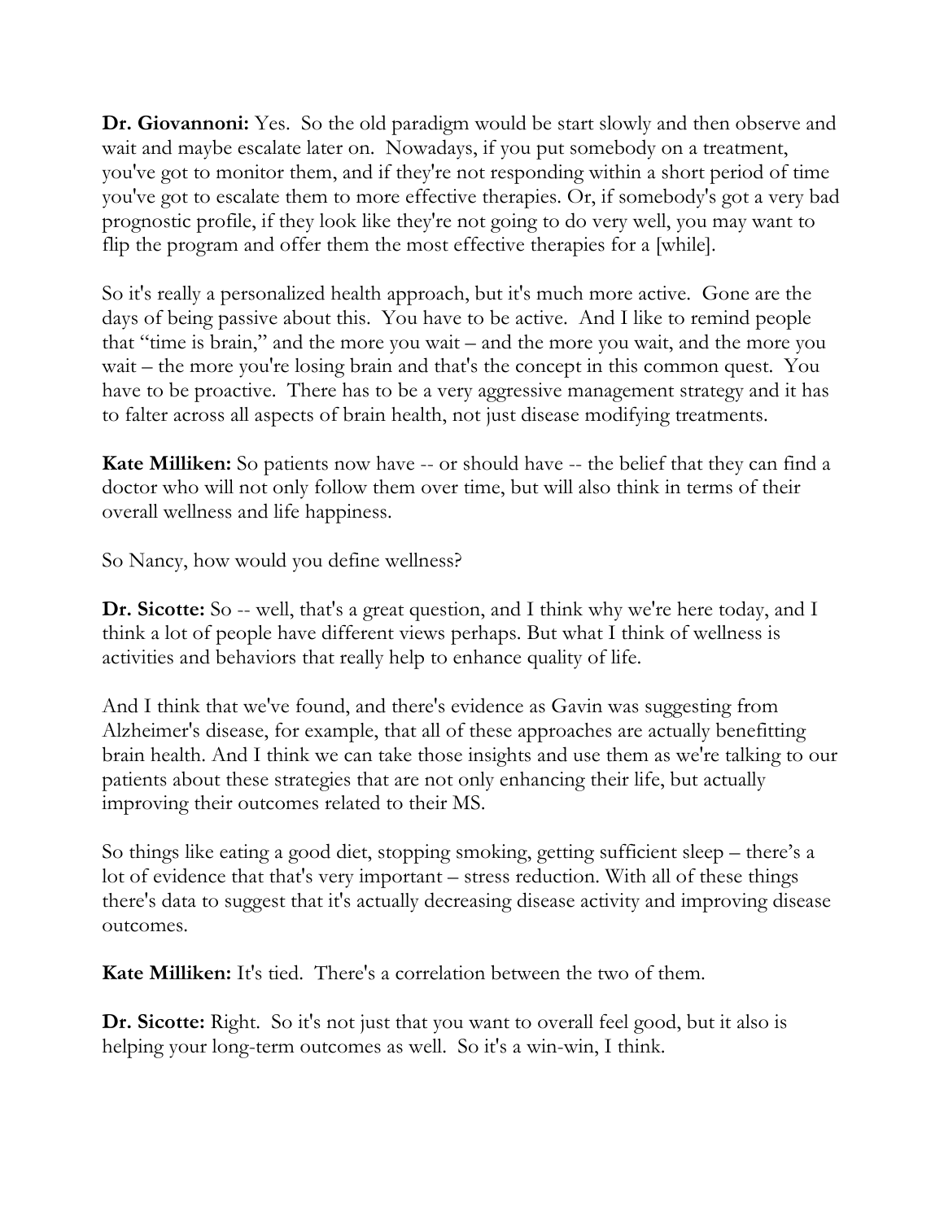**Dr. Giovannoni:** Yes. So the old paradigm would be start slowly and then observe and wait and maybe escalate later on. Nowadays, if you put somebody on a treatment, you've got to monitor them, and if they're not responding within a short period of time you've got to escalate them to more effective therapies. Or, if somebody's got a very bad prognostic profile, if they look like they're not going to do very well, you may want to flip the program and offer them the most effective therapies for a [while].

So it's really a personalized health approach, but it's much more active. Gone are the days of being passive about this. You have to be active. And I like to remind people that "time is brain," and the more you wait – and the more you wait, and the more you wait – the more you're losing brain and that's the concept in this common quest. You have to be proactive. There has to be a very aggressive management strategy and it has to falter across all aspects of brain health, not just disease modifying treatments.

**Kate Milliken:** So patients now have -- or should have -- the belief that they can find a doctor who will not only follow them over time, but will also think in terms of their overall wellness and life happiness.

So Nancy, how would you define wellness?

**Dr. Sicotte:** So -- well, that's a great question, and I think why we're here today, and I think a lot of people have different views perhaps. But what I think of wellness is activities and behaviors that really help to enhance quality of life.

And I think that we've found, and there's evidence as Gavin was suggesting from Alzheimer's disease, for example, that all of these approaches are actually benefitting brain health. And I think we can take those insights and use them as we're talking to our patients about these strategies that are not only enhancing their life, but actually improving their outcomes related to their MS.

So things like eating a good diet, stopping smoking, getting sufficient sleep – there's a lot of evidence that that's very important – stress reduction. With all of these things there's data to suggest that it's actually decreasing disease activity and improving disease outcomes.

**Kate Milliken:** It's tied. There's a correlation between the two of them.

**Dr. Sicotte:** Right. So it's not just that you want to overall feel good, but it also is helping your long-term outcomes as well. So it's a win-win, I think.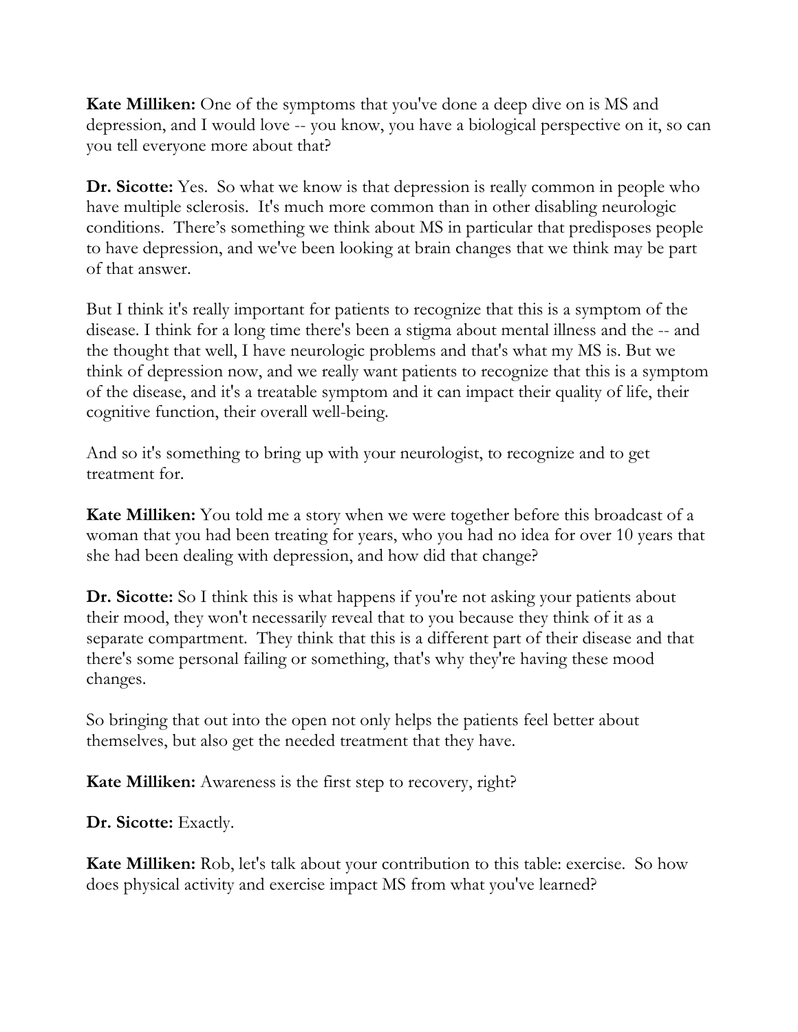**Kate Milliken:** One of the symptoms that you've done a deep dive on is MS and depression, and I would love -- you know, you have a biological perspective on it, so can you tell everyone more about that?

**Dr. Sicotte:** Yes. So what we know is that depression is really common in people who have multiple sclerosis. It's much more common than in other disabling neurologic conditions. There's something we think about MS in particular that predisposes people to have depression, and we've been looking at brain changes that we think may be part of that answer.

But I think it's really important for patients to recognize that this is a symptom of the disease. I think for a long time there's been a stigma about mental illness and the -- and the thought that well, I have neurologic problems and that's what my MS is. But we think of depression now, and we really want patients to recognize that this is a symptom of the disease, and it's a treatable symptom and it can impact their quality of life, their cognitive function, their overall well-being.

And so it's something to bring up with your neurologist, to recognize and to get treatment for.

**Kate Milliken:** You told me a story when we were together before this broadcast of a woman that you had been treating for years, who you had no idea for over 10 years that she had been dealing with depression, and how did that change?

**Dr. Sicotte:** So I think this is what happens if you're not asking your patients about their mood, they won't necessarily reveal that to you because they think of it as a separate compartment. They think that this is a different part of their disease and that there's some personal failing or something, that's why they're having these mood changes.

So bringing that out into the open not only helps the patients feel better about themselves, but also get the needed treatment that they have.

**Kate Milliken:** Awareness is the first step to recovery, right?

**Dr. Sicotte:** Exactly.

**Kate Milliken:** Rob, let's talk about your contribution to this table: exercise. So how does physical activity and exercise impact MS from what you've learned?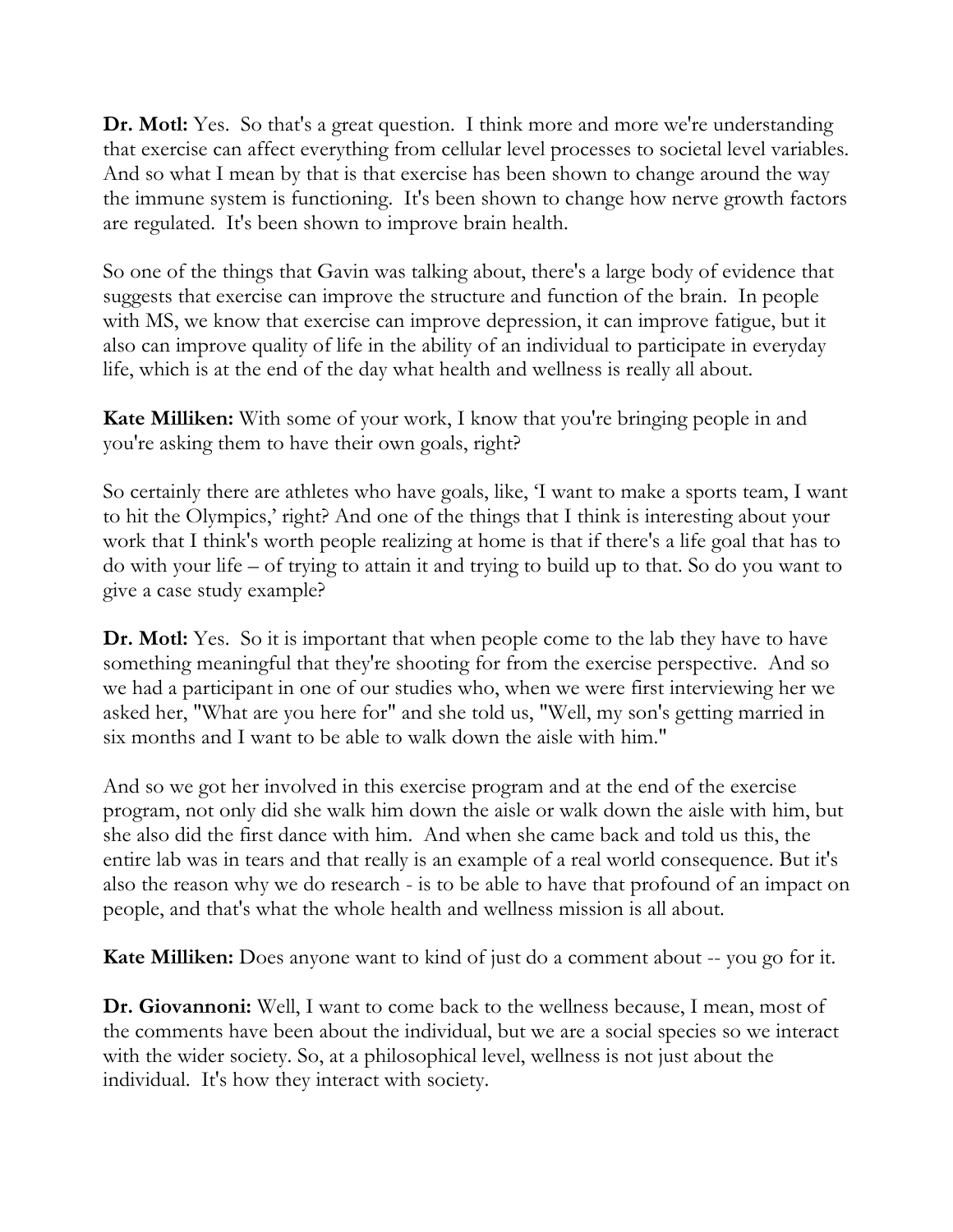**Dr. Motl:** Yes. So that's a great question. I think more and more we're understanding that exercise can affect everything from cellular level processes to societal level variables. And so what I mean by that is that exercise has been shown to change around the way the immune system is functioning. It's been shown to change how nerve growth factors are regulated. It's been shown to improve brain health.

So one of the things that Gavin was talking about, there's a large body of evidence that suggests that exercise can improve the structure and function of the brain. In people with MS, we know that exercise can improve depression, it can improve fatigue, but it also can improve quality of life in the ability of an individual to participate in everyday life, which is at the end of the day what health and wellness is really all about.

**Kate Milliken:** With some of your work, I know that you're bringing people in and you're asking them to have their own goals, right?

So certainly there are athletes who have goals, like, 'I want to make a sports team, I want to hit the Olympics,' right? And one of the things that I think is interesting about your work that I think's worth people realizing at home is that if there's a life goal that has to do with your life – of trying to attain it and trying to build up to that. So do you want to give a case study example?

**Dr. Motl:** Yes. So it is important that when people come to the lab they have to have something meaningful that they're shooting for from the exercise perspective. And so we had a participant in one of our studies who, when we were first interviewing her we asked her, "What are you here for" and she told us, "Well, my son's getting married in six months and I want to be able to walk down the aisle with him."

And so we got her involved in this exercise program and at the end of the exercise program, not only did she walk him down the aisle or walk down the aisle with him, but she also did the first dance with him. And when she came back and told us this, the entire lab was in tears and that really is an example of a real world consequence. But it's also the reason why we do research - is to be able to have that profound of an impact on people, and that's what the whole health and wellness mission is all about.

**Kate Milliken:** Does anyone want to kind of just do a comment about -- you go for it.

**Dr. Giovannoni:** Well, I want to come back to the wellness because, I mean, most of the comments have been about the individual, but we are a social species so we interact with the wider society. So, at a philosophical level, wellness is not just about the individual. It's how they interact with society.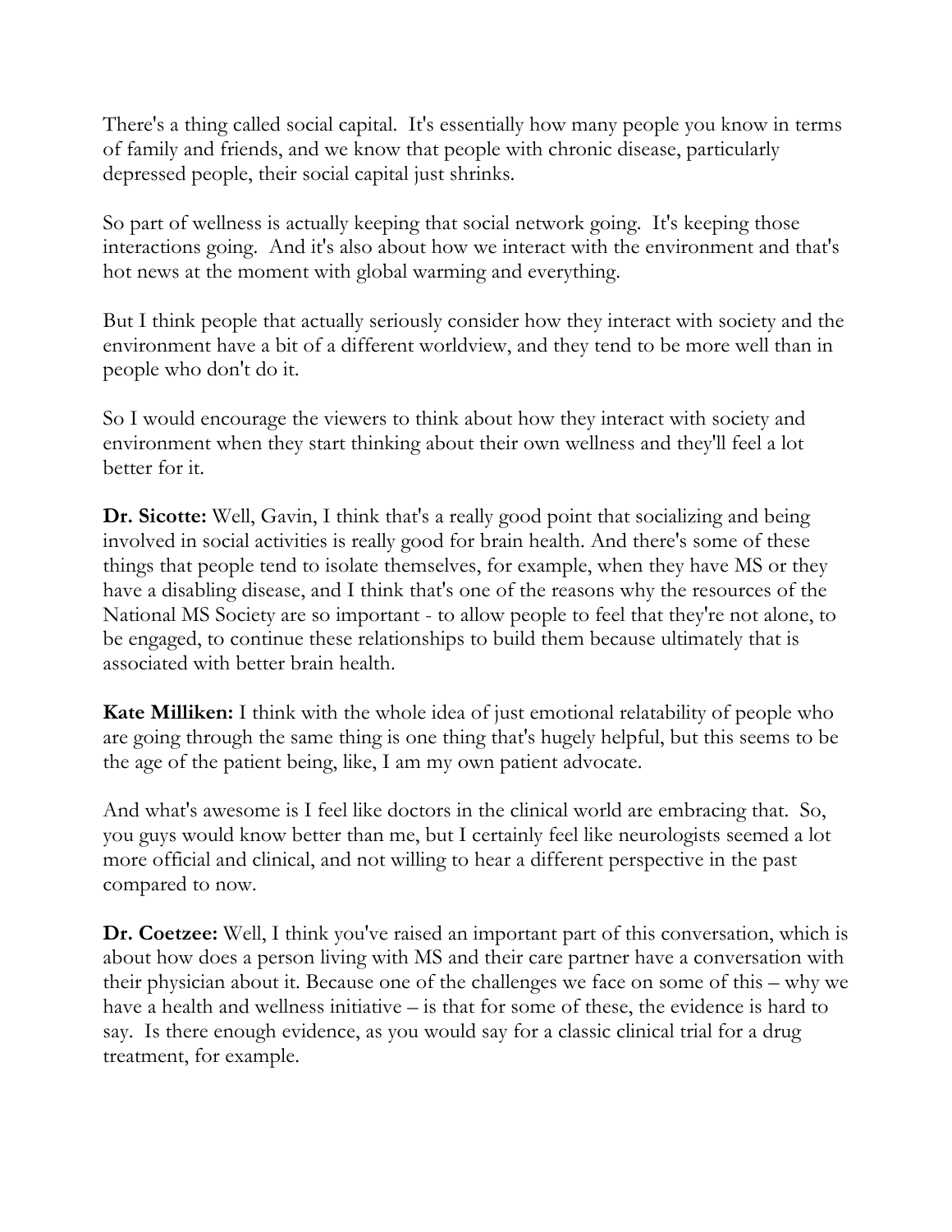There's a thing called social capital. It's essentially how many people you know in terms of family and friends, and we know that people with chronic disease, particularly depressed people, their social capital just shrinks.

So part of wellness is actually keeping that social network going. It's keeping those interactions going. And it's also about how we interact with the environment and that's hot news at the moment with global warming and everything.

But I think people that actually seriously consider how they interact with society and the environment have a bit of a different worldview, and they tend to be more well than in people who don't do it.

So I would encourage the viewers to think about how they interact with society and environment when they start thinking about their own wellness and they'll feel a lot better for it.

**Dr. Sicotte:** Well, Gavin, I think that's a really good point that socializing and being involved in social activities is really good for brain health. And there's some of these things that people tend to isolate themselves, for example, when they have MS or they have a disabling disease, and I think that's one of the reasons why the resources of the National MS Society are so important - to allow people to feel that they're not alone, to be engaged, to continue these relationships to build them because ultimately that is associated with better brain health.

**Kate Milliken:** I think with the whole idea of just emotional relatability of people who are going through the same thing is one thing that's hugely helpful, but this seems to be the age of the patient being, like, I am my own patient advocate.

And what's awesome is I feel like doctors in the clinical world are embracing that. So, you guys would know better than me, but I certainly feel like neurologists seemed a lot more official and clinical, and not willing to hear a different perspective in the past compared to now.

**Dr. Coetzee:** Well, I think you've raised an important part of this conversation, which is about how does a person living with MS and their care partner have a conversation with their physician about it. Because one of the challenges we face on some of this – why we have a health and wellness initiative – is that for some of these, the evidence is hard to say. Is there enough evidence, as you would say for a classic clinical trial for a drug treatment, for example.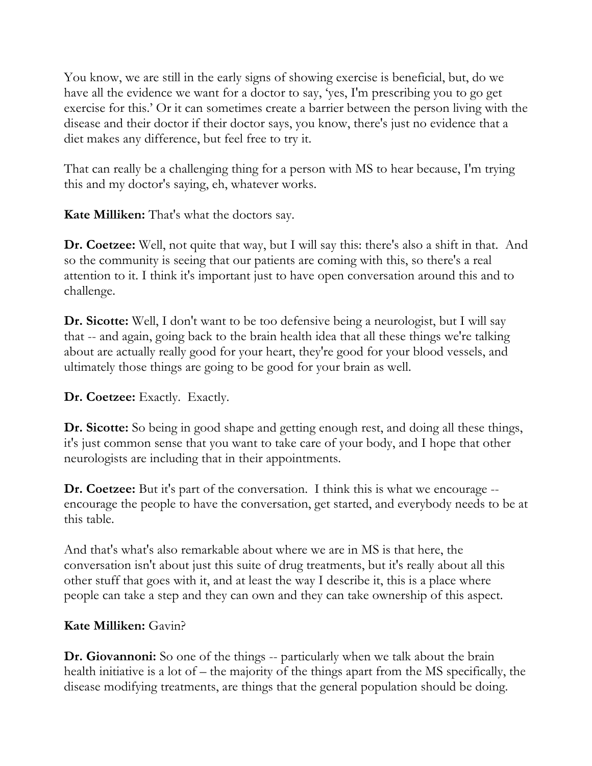You know, we are still in the early signs of showing exercise is beneficial, but, do we have all the evidence we want for a doctor to say, 'yes, I'm prescribing you to go get exercise for this.' Or it can sometimes create a barrier between the person living with the disease and their doctor if their doctor says, you know, there's just no evidence that a diet makes any difference, but feel free to try it.

That can really be a challenging thing for a person with MS to hear because, I'm trying this and my doctor's saying, eh, whatever works.

**Kate Milliken:** That's what the doctors say.

**Dr. Coetzee:** Well, not quite that way, but I will say this: there's also a shift in that. And so the community is seeing that our patients are coming with this, so there's a real attention to it. I think it's important just to have open conversation around this and to challenge.

**Dr. Sicotte:** Well, I don't want to be too defensive being a neurologist, but I will say that -- and again, going back to the brain health idea that all these things we're talking about are actually really good for your heart, they're good for your blood vessels, and ultimately those things are going to be good for your brain as well.

**Dr. Coetzee:** Exactly. Exactly.

**Dr. Sicotte:** So being in good shape and getting enough rest, and doing all these things, it's just common sense that you want to take care of your body, and I hope that other neurologists are including that in their appointments.

**Dr. Coetzee:** But it's part of the conversation. I think this is what we encourage -- encourage the people to have the conversation, get started, and everybody needs to be at this table.

And that's what's also remarkable about where we are in MS is that here, the conversation isn't about just this suite of drug treatments, but it's really about all this other stuff that goes with it, and at least the way I describe it, this is a place where people can take a step and they can own and they can take ownership of this aspect.

**Kate Milliken:** Gavin?

**Dr. Giovannoni:** So one of the things -- particularly when we talk about the brain health initiative is a lot of – the majority of the things apart from the MS specifically, the disease modifying treatments, are things that the general population should be doing.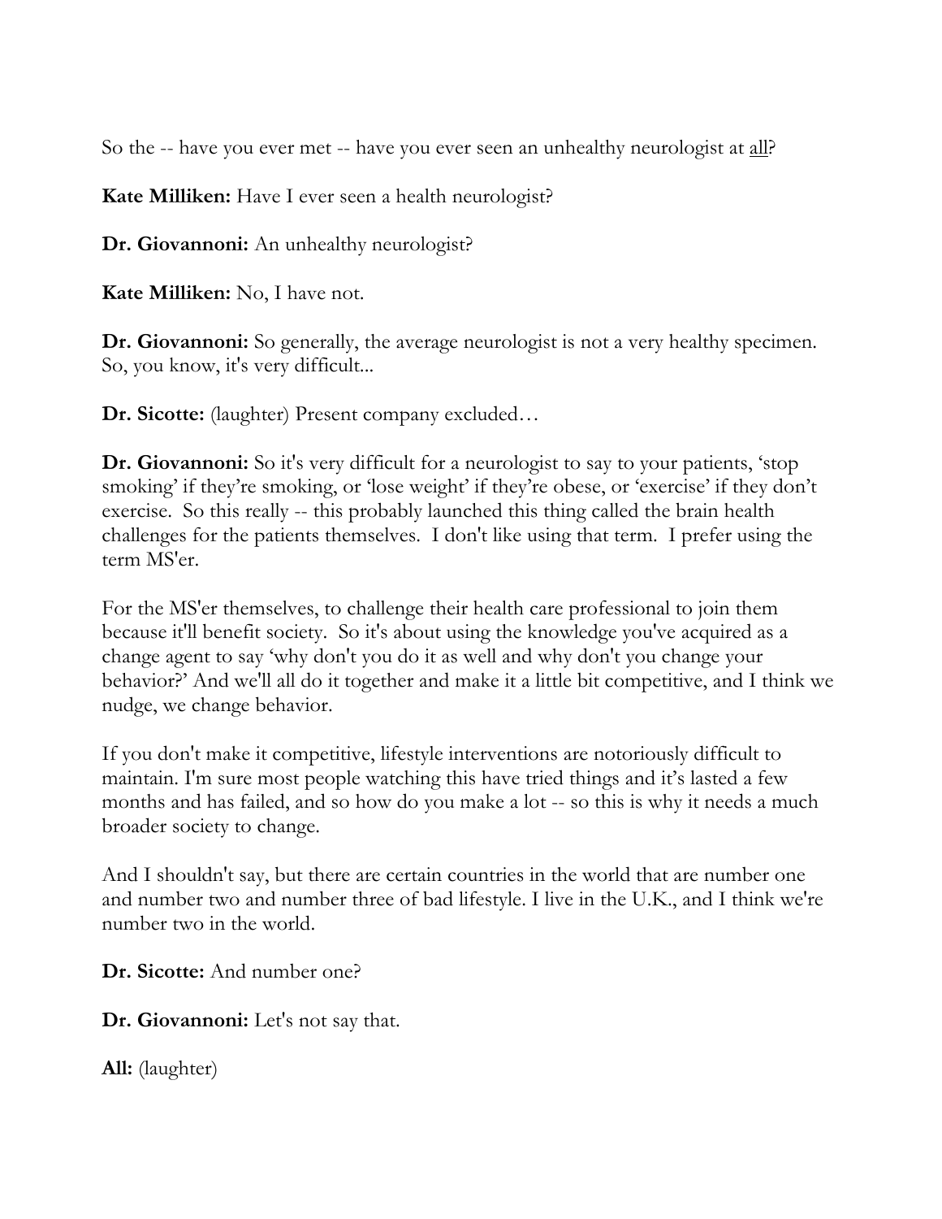So the -- have you ever met -- have you ever seen an unhealthy neurologist at <u>all</u>?

**Kate Milliken:** Have I ever seen a health neurologist?

**Dr. Giovannoni:** An unhealthy neurologist?

**Kate Milliken:** No, I have not.

**Dr. Giovannoni:** So generally, the average neurologist is not a very healthy specimen. So, you know, it's very difficult...

**Dr. Sicotte:** (laughter) Present company excluded…

**Dr. Giovannoni:** So it's very difficult for a neurologist to say to your patients, 'stop smoking' if they're smoking, or 'lose weight' if they're obese, or 'exercise' if they don't exercise. So this really -- this probably launched this thing called the brain health challenges for the patients themselves. I don't like using that term. I prefer using the term MS'er.

For the MS'er themselves, to challenge their health care professional to join them because it'll benefit society. So it's about using the knowledge you've acquired as a change agent to say 'why don't you do it as well and why don't you change your behavior?' And we'll all do it together and make it a little bit competitive, and I think we nudge, we change behavior.

If you don't make it competitive, lifestyle interventions are notoriously difficult to maintain. I'm sure most people watching this have tried things and it's lasted a few months and has failed, and so how do you make a lot -- so this is why it needs a much broader society to change.

And I shouldn't say, but there are certain countries in the world that are number one and number two and number three of bad lifestyle. I live in the U.K., and I think we're number two in the world.

**Dr. Sicotte:** And number one?

**Dr. Giovannoni:** Let's not say that.

**All:** (laughter)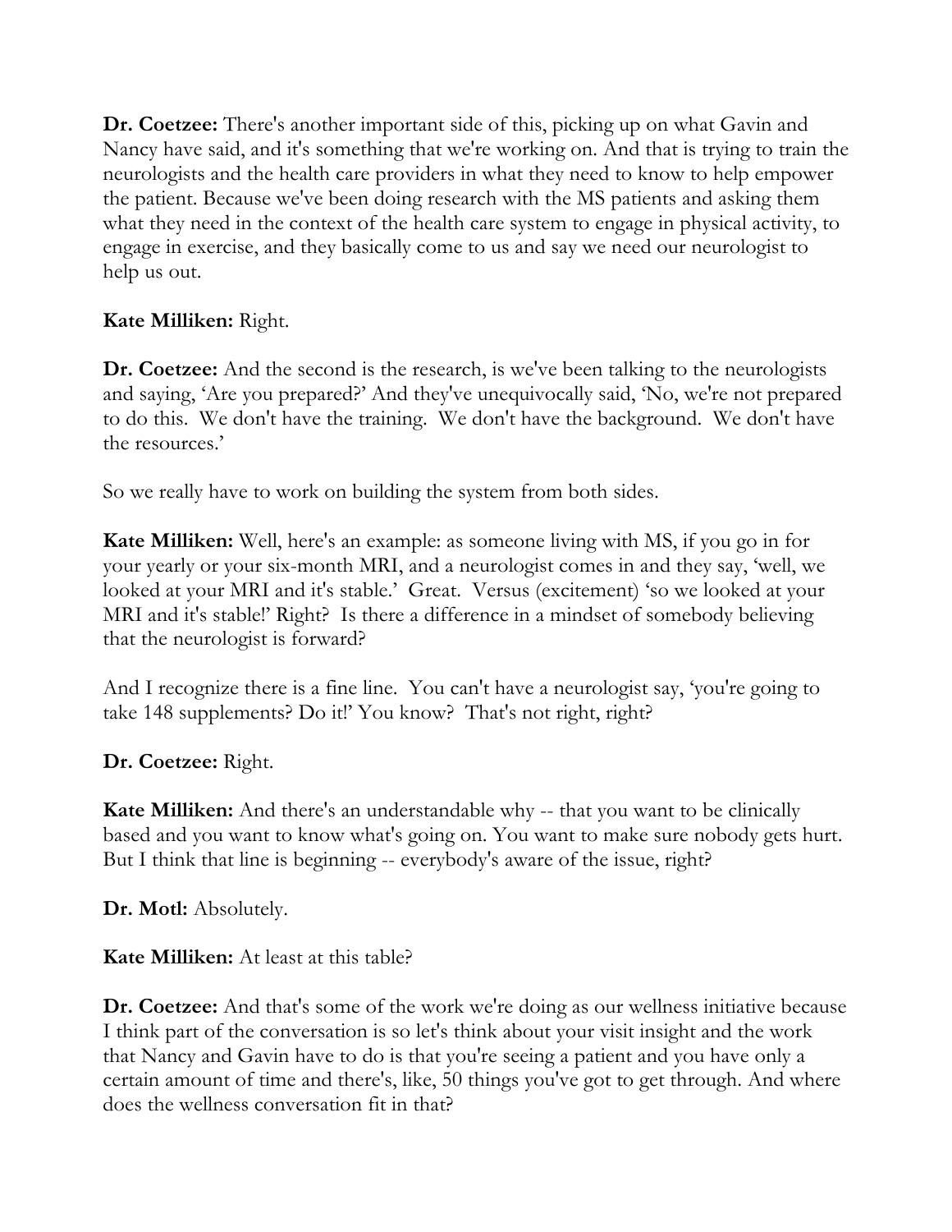**Dr. Coetzee:** There's another important side of this, picking up on what Gavin and Nancy have said, and it's something that we're working on. And that is trying to train the neurologists and the health care providers in what they need to know to help empower the patient. Because we've been doing research with the MS patients and asking them what they need in the context of the health care system to engage in physical activity, to engage in exercise, and they basically come to us and say we need our neurologist to help us out.

**Kate Milliken:** Right.

**Dr. Coetzee:** And the second is the research, is we've been talking to the neurologists and saying, 'Are you prepared?' And they've unequivocally said, 'No, we're not prepared to do this. We don't have the training. We don't have the background. We don't have the resources.'

So we really have to work on building the system from both sides.

**Kate Milliken:** Well, here's an example: as someone living with MS, if you go in for your yearly or your six-month MRI, and a neurologist comes in and they say, 'well, we looked at your MRI and it's stable.' Great. Versus (excitement) 'so we looked at your MRI and it's stable!' Right? Is there a difference in a mindset of somebody believing that the neurologist is forward?

And I recognize there is a fine line. You can't have a neurologist say, 'you're going to take 148 supplements? Do it!' You know? That's not right, right?

**Dr. Coetzee:** Right.

**Kate Milliken:** And there's an understandable why -- that you want to be clinically based and you want to know what's going on. You want to make sure nobody gets hurt. But I think that line is beginning -- everybody's aware of the issue, right?

**Dr. Motl:** Absolutely.

**Kate Milliken:** At least at this table?

**Dr. Coetzee:** And that's some of the work we're doing as our wellness initiative because I think part of the conversation is so let's think about your visit insight and the work that Nancy and Gavin have to do is that you're seeing a patient and you have only a certain amount of time and there's, like, 50 things you've got to get through. And where does the wellness conversation fit in that?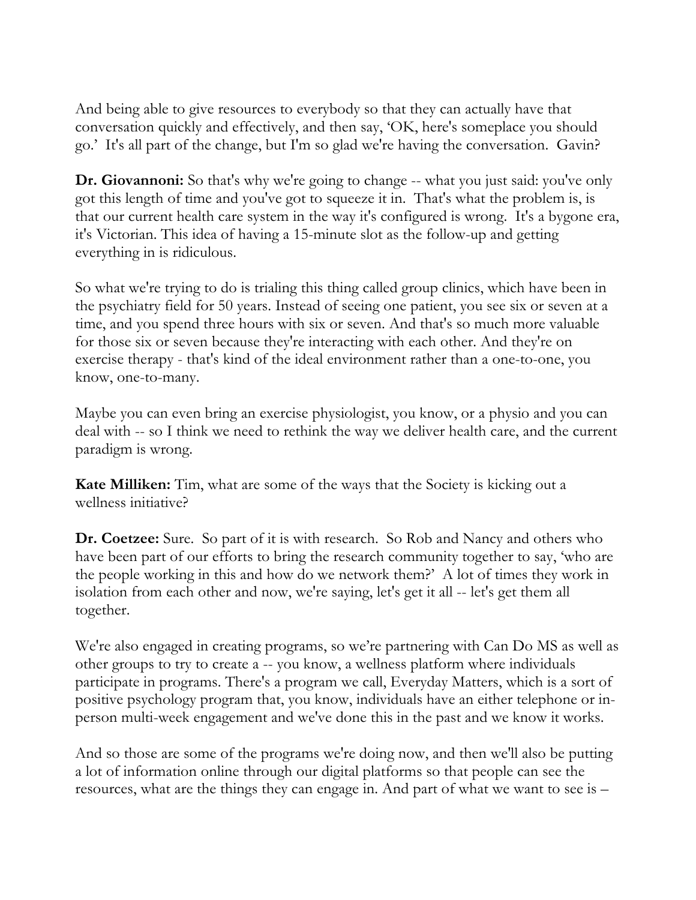And being able to give resources to everybody so that they can actually have that conversation quickly and effectively, and then say, 'OK, here's someplace you should go.' It's all part of the change, but I'm so glad we're having the conversation. Gavin?

**Dr. Giovannoni:** So that's why we're going to change -- what you just said: you've only got this length of time and you've got to squeeze it in. That's what the problem is, is that our current health care system in the way it's configured is wrong. It's a bygone era, it's Victorian. This idea of having a 15-minute slot as the follow-up and getting everything in is ridiculous.

So what we're trying to do is trialing this thing called group clinics, which have been in the psychiatry field for 50 years. Instead of seeing one patient, you see six or seven at a time, and you spend three hours with six or seven. And that's so much more valuable for those six or seven because they're interacting with each other. And they're on exercise therapy - that's kind of the ideal environment rather than a one-to-one, you know, one-to-many.

Maybe you can even bring an exercise physiologist, you know, or a physio and you can deal with -- so I think we need to rethink the way we deliver health care, and the current paradigm is wrong.

**Kate Milliken:** Tim, what are some of the ways that the Society is kicking out a wellness initiative?

**Dr. Coetzee:** Sure. So part of it is with research. So Rob and Nancy and others who have been part of our efforts to bring the research community together to say, 'who are the people working in this and how do we network them?' A lot of times they work in isolation from each other and now, we're saying, let's get it all -- let's get them all together.

We're also engaged in creating programs, so we're partnering with Can Do MS as well as other groups to try to create a -- you know, a wellness platform where individuals participate in programs. There's a program we call, Everyday Matters, which is a sort of positive psychology program that, you know, individuals have an either telephone or in-person multi-week engagement and we've done this in the past and we know it works.

And so those are some of the programs we're doing now, and then we'll also be putting a lot of information online through our digital platforms so that people can see the resources, what are the things they can engage in. And part of what we want to see is –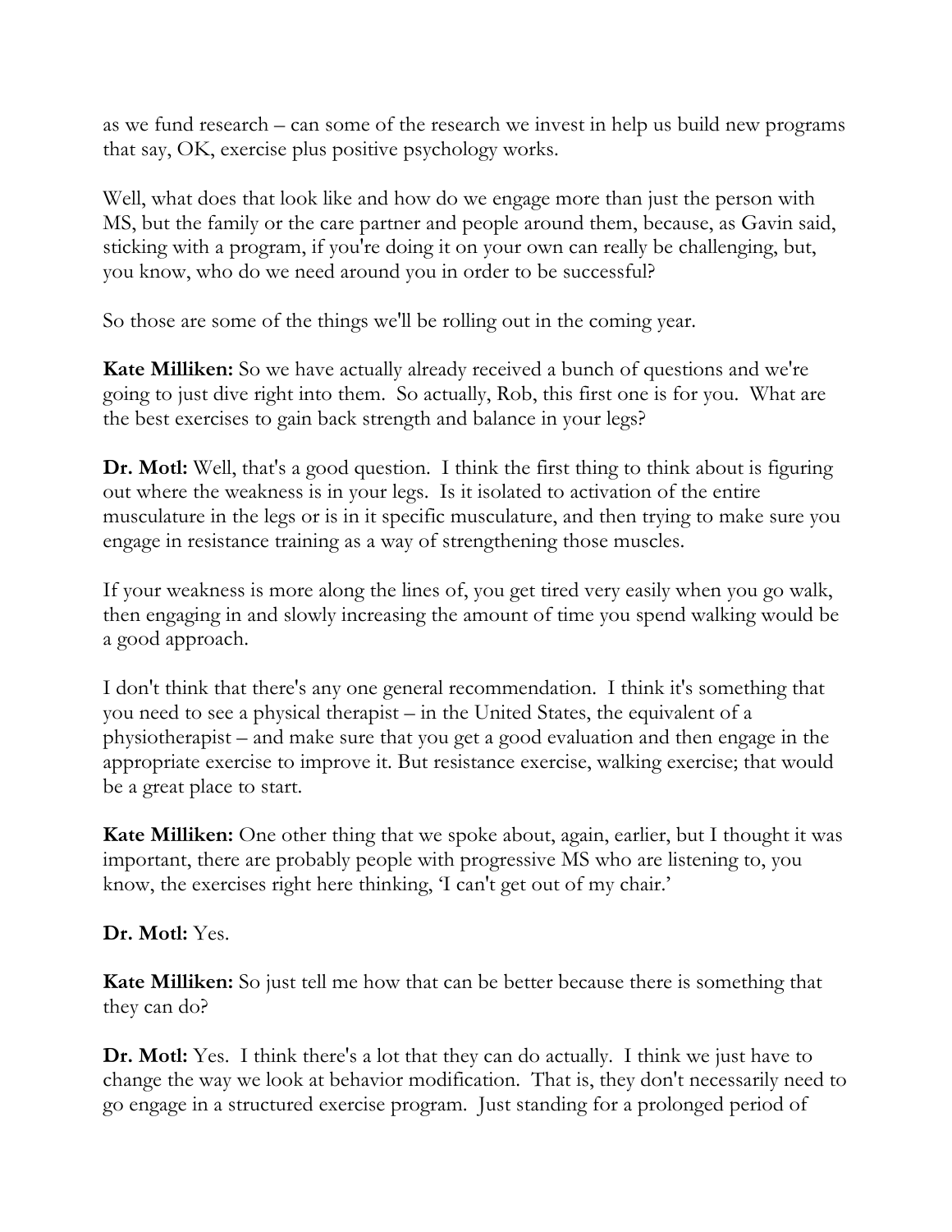as we fund research – can some of the research we invest in help us build new programs that say, OK, exercise plus positive psychology works.

Well, what does that look like and how do we engage more than just the person with MS, but the family or the care partner and people around them, because, as Gavin said, sticking with a program, if you're doing it on your own can really be challenging, but, you know, who do we need around you in order to be successful?

So those are some of the things we'll be rolling out in the coming year.

**Kate Milliken:** So we have actually already received a bunch of questions and we're going to just dive right into them. So actually, Rob, this first one is for you. What are the best exercises to gain back strength and balance in your legs?

**Dr. Motl:** Well, that's a good question. I think the first thing to think about is figuring out where the weakness is in your legs. Is it isolated to activation of the entire musculature in the legs or is in it specific musculature, and then trying to make sure you engage in resistance training as a way of strengthening those muscles.

If your weakness is more along the lines of, you get tired very easily when you go walk, then engaging in and slowly increasing the amount of time you spend walking would be a good approach.

I don't think that there's any one general recommendation. I think it's something that you need to see a physical therapist – in the United States, the equivalent of a physiotherapist – and make sure that you get a good evaluation and then engage in the appropriate exercise to improve it. But resistance exercise, walking exercise; that would be a great place to start.

**Kate Milliken:** One other thing that we spoke about, again, earlier, but I thought it was important, there are probably people with progressive MS who are listening to, you know, the exercises right here thinking, 'I can't get out of my chair.'

**Dr. Motl:** Yes.

**Kate Milliken:** So just tell me how that can be better because there is something that they can do?

**Dr. Motl:** Yes. I think there's a lot that they can do actually. I think we just have to change the way we look at behavior modification. That is, they don't necessarily need to go engage in a structured exercise program. Just standing for a prolonged period of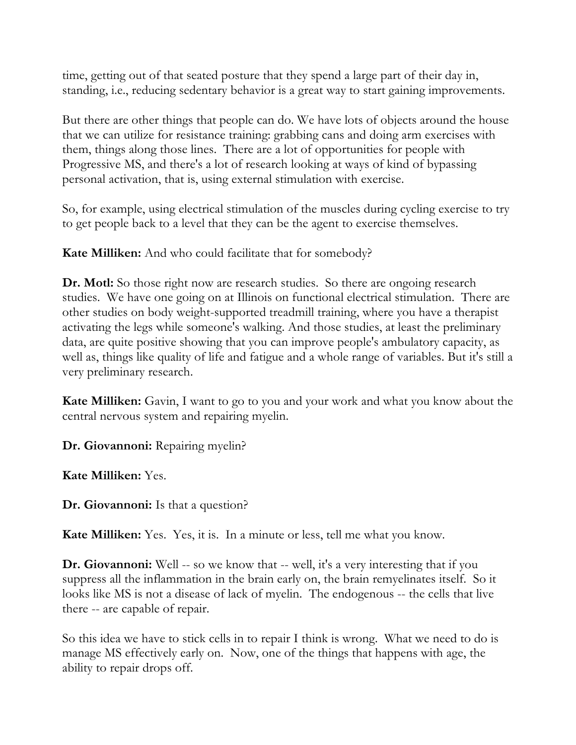time, getting out of that seated posture that they spend a large part of their day in, standing, i.e., reducing sedentary behavior is a great way to start gaining improvements.

But there are other things that people can do. We have lots of objects around the house that we can utilize for resistance training: grabbing cans and doing arm exercises with them, things along those lines. There are a lot of opportunities for people with Progressive MS, and there's a lot of research looking at ways of kind of bypassing personal activation, that is, using external stimulation with exercise.

So, for example, using electrical stimulation of the muscles during cycling exercise to try to get people back to a level that they can be the agent to exercise themselves.

**Kate Milliken:** And who could facilitate that for somebody?

**Dr. Motl:** So those right now are research studies. So there are ongoing research studies. We have one going on at Illinois on functional electrical stimulation. There are other studies on body weight-supported treadmill training, where you have a therapist activating the legs while someone's walking. And those studies, at least the preliminary data, are quite positive showing that you can improve people's ambulatory capacity, as well as, things like quality of life and fatigue and a whole range of variables. But it's still a very preliminary research.

**Kate Milliken:** Gavin, I want to go to you and your work and what you know about the central nervous system and repairing myelin.

**Dr. Giovannoni:** Repairing myelin?

**Kate Milliken:** Yes.

**Dr. Giovannoni:** Is that a question?

**Kate Milliken:** Yes. Yes, it is. In a minute or less, tell me what you know.

**Dr. Giovannoni:** Well -- so we know that -- well, it's a very interesting that if you suppress all the inflammation in the brain early on, the brain remyelinates itself. So it looks like MS is not a disease of lack of myelin. The endogenous -- the cells that live there -- are capable of repair.

So this idea we have to stick cells in to repair I think is wrong. What we need to do is manage MS effectively early on. Now, one of the things that happens with age, the ability to repair drops off.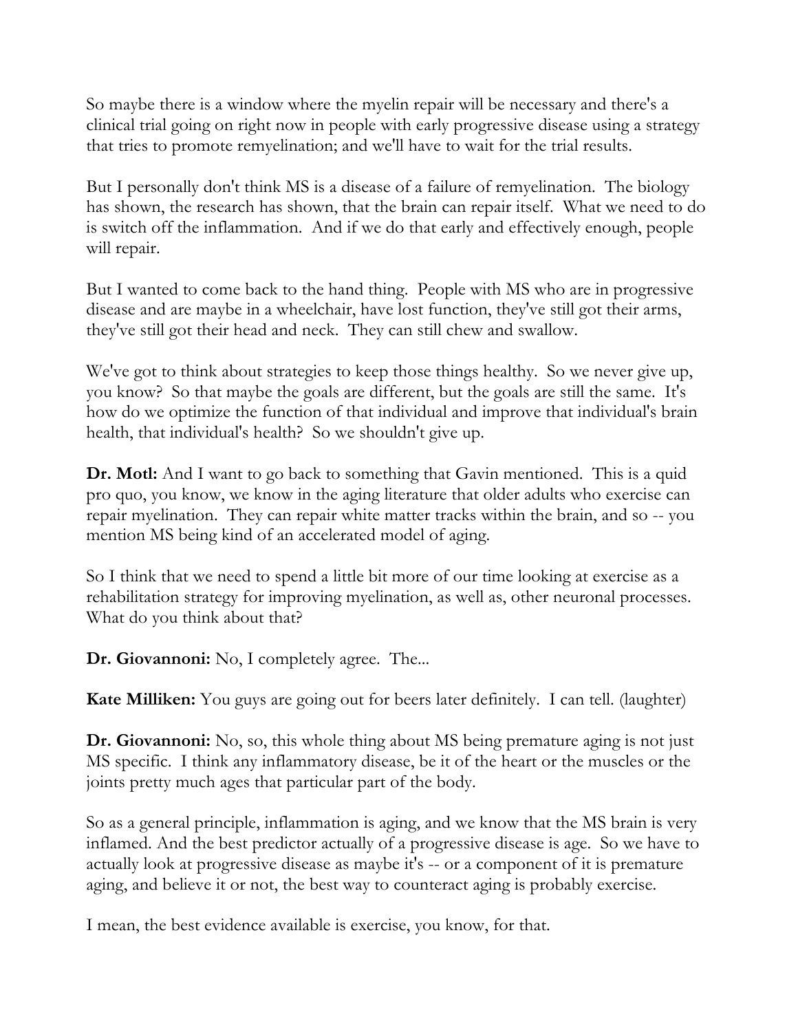So maybe there is a window where the myelin repair will be necessary and there's a clinical trial going on right now in people with early progressive disease using a strategy that tries to promote remyelination; and we'll have to wait for the trial results.

But I personally don't think MS is a disease of a failure of remyelination. The biology has shown, the research has shown, that the brain can repair itself. What we need to do is switch off the inflammation. And if we do that early and effectively enough, people will repair.

But I wanted to come back to the hand thing. People with MS who are in progressive disease and are maybe in a wheelchair, have lost function, they've still got their arms, they've still got their head and neck. They can still chew and swallow.

We've got to think about strategies to keep those things healthy. So we never give up, you know? So that maybe the goals are different, but the goals are still the same. It's how do we optimize the function of that individual and improve that individual's brain health, that individual's health? So we shouldn't give up.

**Dr. Motl:** And I want to go back to something that Gavin mentioned. This is a quid pro quo, you know, we know in the aging literature that older adults who exercise can repair myelination. They can repair white matter tracks within the brain, and so -- you mention MS being kind of an accelerated model of aging.

So I think that we need to spend a little bit more of our time looking at exercise as a rehabilitation strategy for improving myelination, as well as, other neuronal processes. What do you think about that?

**Dr. Giovannoni:** No, I completely agree. The...

**Kate Milliken:** You guys are going out for beers later definitely. I can tell. (laughter)

**Dr. Giovannoni:** No, so, this whole thing about MS being premature aging is not just MS specific. I think any inflammatory disease, be it of the heart or the muscles or the joints pretty much ages that particular part of the body.

So as a general principle, inflammation is aging, and we know that the MS brain is very inflamed. And the best predictor actually of a progressive disease is age. So we have to actually look at progressive disease as maybe it's -- or a component of it is premature aging, and believe it or not, the best way to counteract aging is probably exercise.

I mean, the best evidence available is exercise, you know, for that.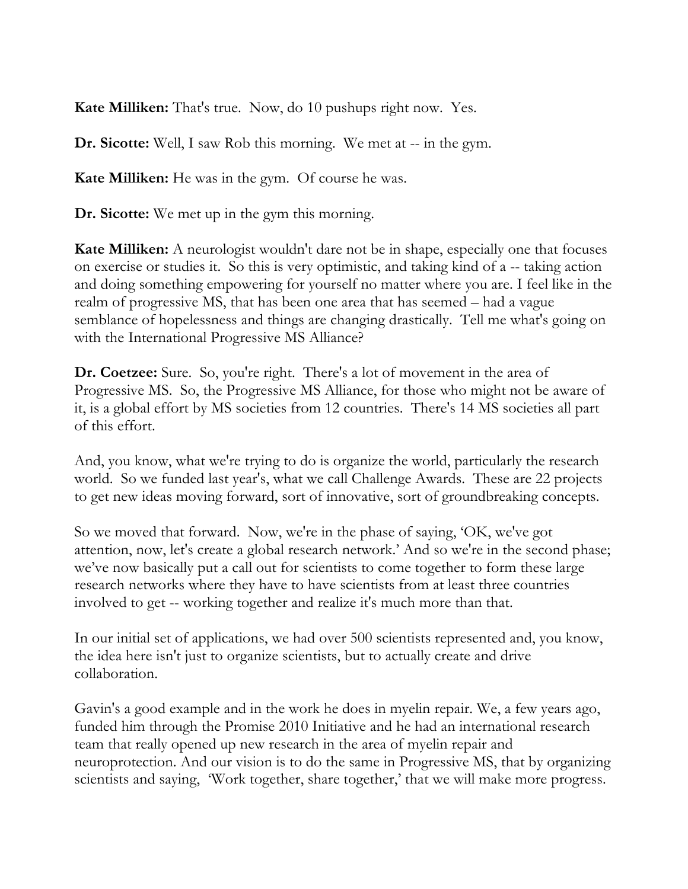**Kate Milliken:** That's true. Now, do 10 pushups right now. Yes.

**Dr. Sicotte:** Well, I saw Rob this morning. We met at -- in the gym.

**Kate Milliken:** He was in the gym. Of course he was.

**Dr. Sicotte:** We met up in the gym this morning.

**Kate Milliken:** A neurologist wouldn't dare not be in shape, especially one that focuses on exercise or studies it. So this is very optimistic, and taking kind of a -- taking action and doing something empowering for yourself no matter where you are. I feel like in the realm of progressive MS, that has been one area that has seemed – had a vague semblance of hopelessness and things are changing drastically. Tell me what's going on with the International Progressive MS Alliance?

**Dr. Coetzee:** Sure. So, you're right. There's a lot of movement in the area of Progressive MS. So, the Progressive MS Alliance, for those who might not be aware of it, is a global effort by MS societies from 12 countries. There's 14 MS societies all part of this effort.

And, you know, what we're trying to do is organize the world, particularly the research world. So we funded last year's, what we call Challenge Awards. These are 22 projects to get new ideas moving forward, sort of innovative, sort of groundbreaking concepts.

So we moved that forward. Now, we're in the phase of saying, 'OK, we've got attention, now, let's create a global research network.' And so we're in the second phase; we've now basically put a call out for scientists to come together to form these large research networks where they have to have scientists from at least three countries involved to get -- working together and realize it's much more than that.

In our initial set of applications, we had over 500 scientists represented and, you know, the idea here isn't just to organize scientists, but to actually create and drive collaboration.

Gavin's a good example and in the work he does in myelin repair. We, a few years ago, funded him through the Promise 2010 Initiative and he had an international research team that really opened up new research in the area of myelin repair and neuroprotection. And our vision is to do the same in Progressive MS, that by organizing scientists and saying, 'Work together, share together,' that we will make more progress.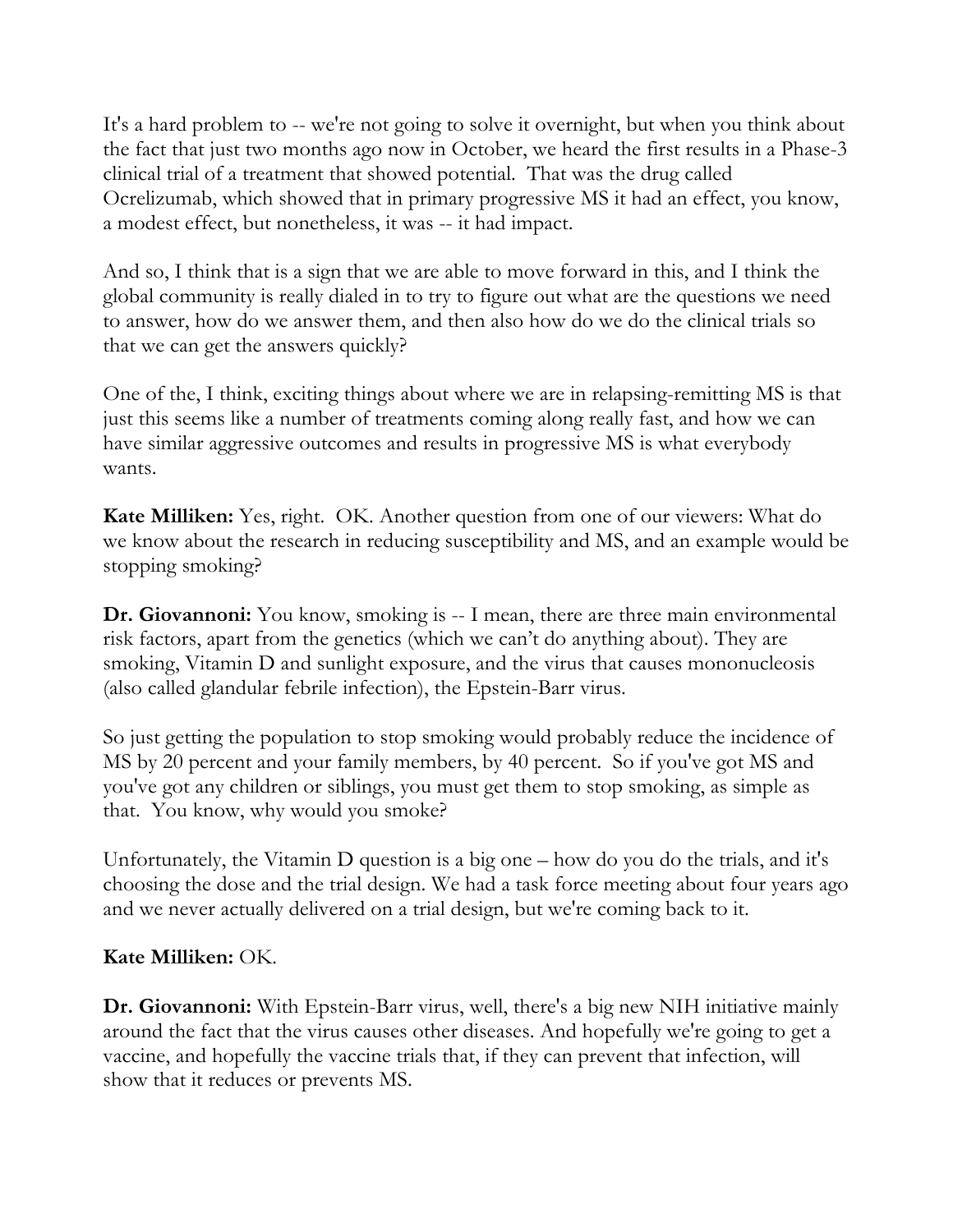It's a hard problem to -- we're not going to solve it overnight, but when you think about the fact that just two months ago now in October, we heard the first results in a Phase-3 clinical trial of a treatment that showed potential. That was the drug called Ocrelizumab, which showed that in primary progressive MS it had an effect, you know, a modest effect, but nonetheless, it was -- it had impact.

And so, I think that is a sign that we are able to move forward in this, and I think the global community is really dialed in to try to figure out what are the questions we need to answer, how do we answer them, and then also how do we do the clinical trials so that we can get the answers quickly?

One of the, I think, exciting things about where we are in relapsing-remitting MS is that just this seems like a number of treatments coming along really fast, and how we can have similar aggressive outcomes and results in progressive MS is what everybody wants.

**Kate Milliken:** Yes, right. OK. Another question from one of our viewers: What do we know about the research in reducing susceptibility and MS, and an example would be stopping smoking?

**Dr. Giovannoni:** You know, smoking is -- I mean, there are three main environmental risk factors, apart from the genetics (which we can't do anything about). They are smoking, Vitamin D and sunlight exposure, and the virus that causes mononucleosis (also called glandular febrile infection), the Epstein-Barr virus.

So just getting the population to stop smoking would probably reduce the incidence of MS by 20 percent and your family members, by 40 percent. So if you've got MS and you've got any children or siblings, you must get them to stop smoking, as simple as that. You know, why would you smoke?

Unfortunately, the Vitamin D question is a big one – how do you do the trials, and it's choosing the dose and the trial design. We had a task force meeting about four years ago and we never actually delivered on a trial design, but we're coming back to it.

**Kate Milliken:** OK.

**Dr. Giovannoni:** With Epstein-Barr virus, well, there's a big new NIH initiative mainly around the fact that the virus causes other diseases. And hopefully we're going to get a vaccine, and hopefully the vaccine trials that, if they can prevent that infection, will show that it reduces or prevents MS.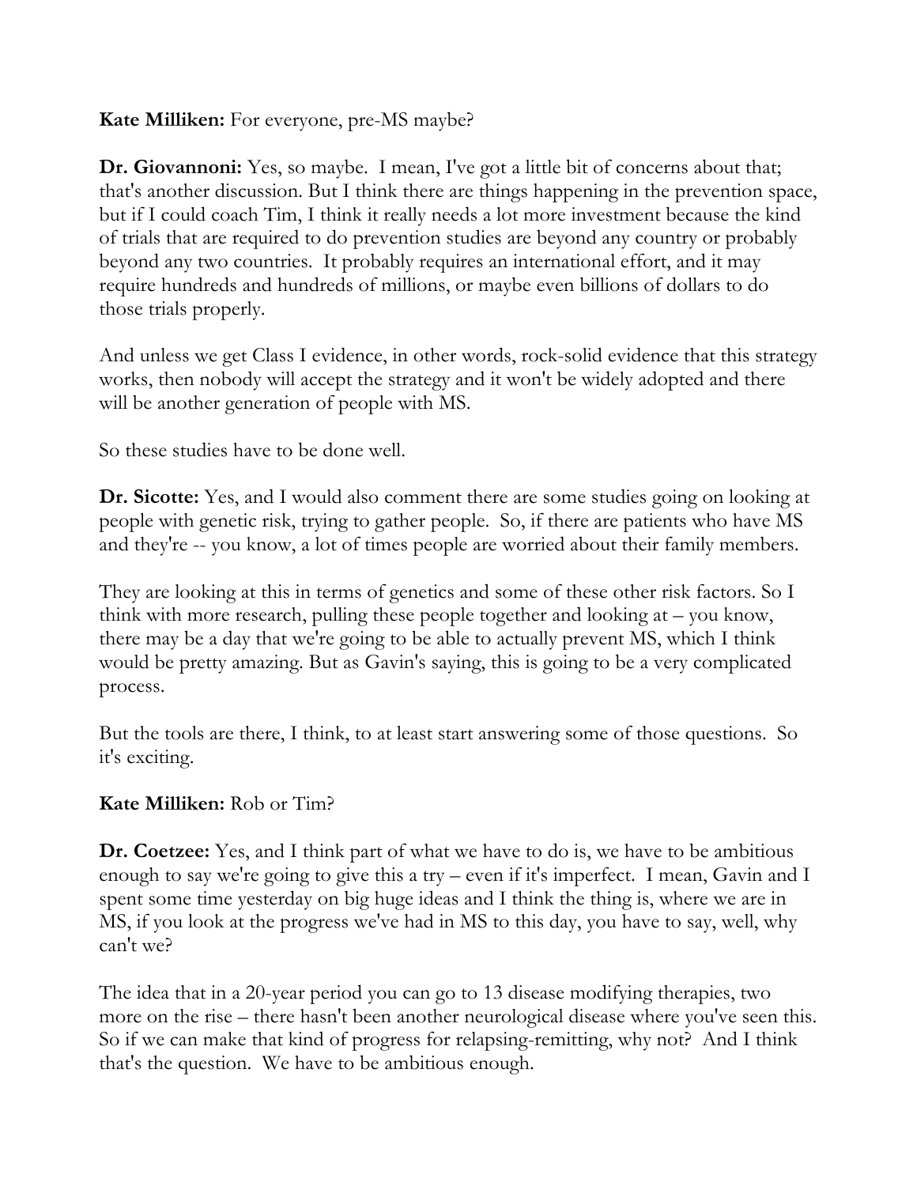**Kate Milliken:** For everyone, pre-MS maybe?

**Dr. Giovannoni:** Yes, so maybe. I mean, I've got a little bit of concerns about that; that's another discussion. But I think there are things happening in the prevention space, but if I could coach Tim, I think it really needs a lot more investment because the kind of trials that are required to do prevention studies are beyond any country or probably beyond any two countries. It probably requires an international effort, and it may require hundreds and hundreds of millions, or maybe even billions of dollars to do those trials properly.

And unless we get Class I evidence, in other words, rock-solid evidence that this strategy works, then nobody will accept the strategy and it won't be widely adopted and there will be another generation of people with MS.

So these studies have to be done well.

**Dr. Sicotte:** Yes, and I would also comment there are some studies going on looking at people with genetic risk, trying to gather people. So, if there are patients who have MS and they're -- you know, a lot of times people are worried about their family members.

They are looking at this in terms of genetics and some of these other risk factors. So I think with more research, pulling these people together and looking at – you know, there may be a day that we're going to be able to actually prevent MS, which I think would be pretty amazing. But as Gavin's saying, this is going to be a very complicated process.

But the tools are there, I think, to at least start answering some of those questions. So it's exciting.

**Kate Milliken:** Rob or Tim?

**Dr. Coetzee:** Yes, and I think part of what we have to do is, we have to be ambitious enough to say we're going to give this a try – even if it's imperfect. I mean, Gavin and I spent some time yesterday on big huge ideas and I think the thing is, where we are in MS, if you look at the progress we've had in MS to this day, you have to say, well, why can't we?

The idea that in a 20-year period you can go to 13 disease modifying therapies, two more on the rise – there hasn't been another neurological disease where you've seen this. So if we can make that kind of progress for relapsing-remitting, why not? And I think that's the question. We have to be ambitious enough.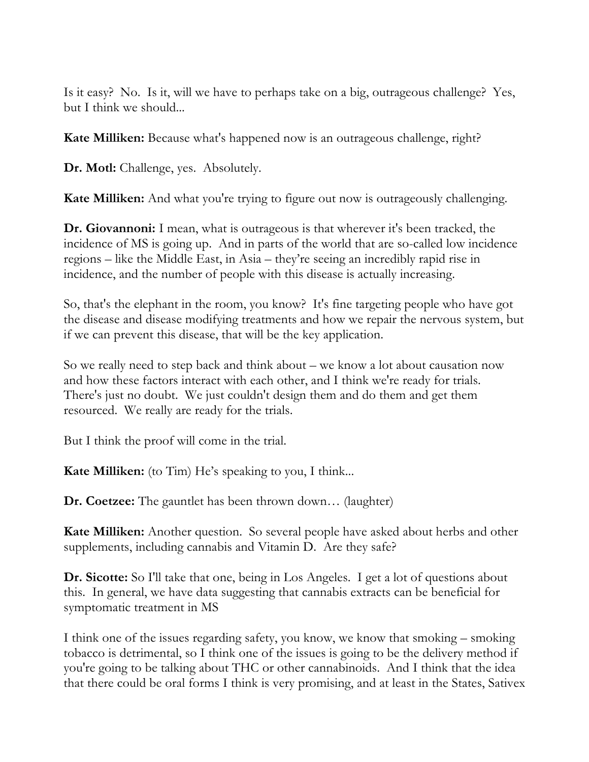Is it easy? No. Is it, will we have to perhaps take on a big, outrageous challenge? Yes, but I think we should...

**Kate Milliken:** Because what's happened now is an outrageous challenge, right?

**Dr. Motl:** Challenge, yes. Absolutely.

**Kate Milliken:** And what you're trying to figure out now is outrageously challenging.

**Dr. Giovannoni:** I mean, what is outrageous is that wherever it's been tracked, the incidence of MS is going up. And in parts of the world that are so-called low incidence regions – like the Middle East, in Asia – they're seeing an incredibly rapid rise in incidence, and the number of people with this disease is actually increasing.

So, that's the elephant in the room, you know? It's fine targeting people who have got the disease and disease modifying treatments and how we repair the nervous system, but if we can prevent this disease, that will be the key application.

So we really need to step back and think about – we know a lot about causation now and how these factors interact with each other, and I think we're ready for trials. There's just no doubt. We just couldn't design them and do them and get them resourced. We really are ready for the trials.

But I think the proof will come in the trial.

**Kate Milliken:** (to Tim) He's speaking to you, I think...

**Dr. Coetzee:** The gauntlet has been thrown down… (laughter)

**Kate Milliken:** Another question. So several people have asked about herbs and other supplements, including cannabis and Vitamin D. Are they safe?

**Dr. Sicotte:** So I'll take that one, being in Los Angeles. I get a lot of questions about this. In general, we have data suggesting that cannabis extracts can be beneficial for symptomatic treatment in MS

I think one of the issues regarding safety, you know, we know that smoking – smoking tobacco is detrimental, so I think one of the issues is going to be the delivery method if you're going to be talking about THC or other cannabinoids. And I think that the idea that there could be oral forms I think is very promising, and at least in the States, Sativex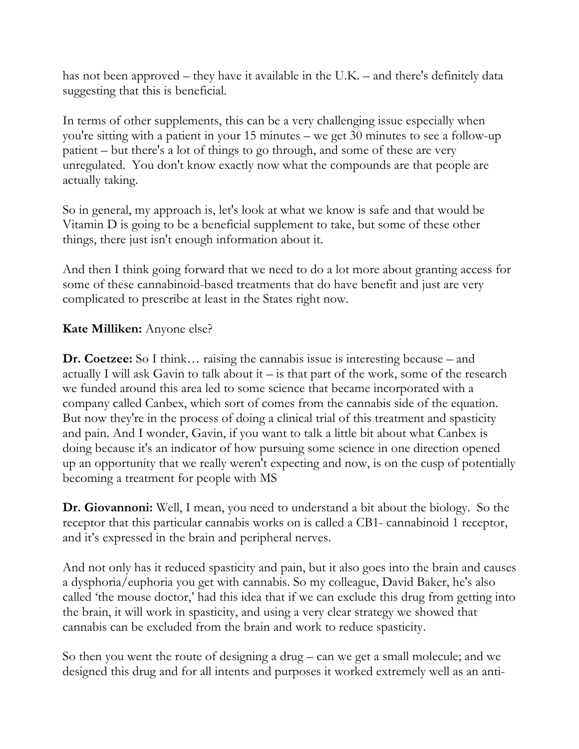has not been approved – they have it available in the U.K. – and there's definitely data suggesting that this is beneficial.

In terms of other supplements, this can be a very challenging issue especially when you're sitting with a patient in your 15 minutes – we get 30 minutes to see a follow-up patient – but there's a lot of things to go through, and some of these are very unregulated. You don't know exactly now what the compounds are that people are actually taking.

So in general, my approach is, let's look at what we know is safe and that would be Vitamin D is going to be a beneficial supplement to take, but some of these other things, there just isn't enough information about it.

And then I think going forward that we need to do a lot more about granting access for some of these cannabinoid-based treatments that do have benefit and just are very complicated to prescribe at least in the States right now.

**Kate Milliken:** Anyone else?

**Dr. Coetzee:** So I think… raising the cannabis issue is interesting because – and actually I will ask Gavin to talk about it – is that part of the work, some of the research we funded around this area led to some science that became incorporated with a company called Canbex, which sort of comes from the cannabis side of the equation. But now they're in the process of doing a clinical trial of this treatment and spasticity and pain. And I wonder, Gavin, if you want to talk a little bit about what Canbex is doing because it's an indicator of how pursuing some science in one direction opened up an opportunity that we really weren't expecting and now, is on the cusp of potentially becoming a treatment for people with MS

**Dr. Giovannoni:** Well, I mean, you need to understand a bit about the biology. So the receptor that this particular cannabis works on is called a CB1- cannabinoid 1 receptor, and it's expressed in the brain and peripheral nerves.

And not only has it reduced spasticity and pain, but it also goes into the brain and causes a dysphoria/euphoria you get with cannabis. So my colleague, David Baker, he's also called 'the mouse doctor,' had this idea that if we can exclude this drug from getting into the brain, it will work in spasticity, and using a very clear strategy we showed that cannabis can be excluded from the brain and work to reduce spasticity.

So then you went the route of designing a drug – can we get a small molecule; and we designed this drug and for all intents and purposes it worked extremely well as an anti-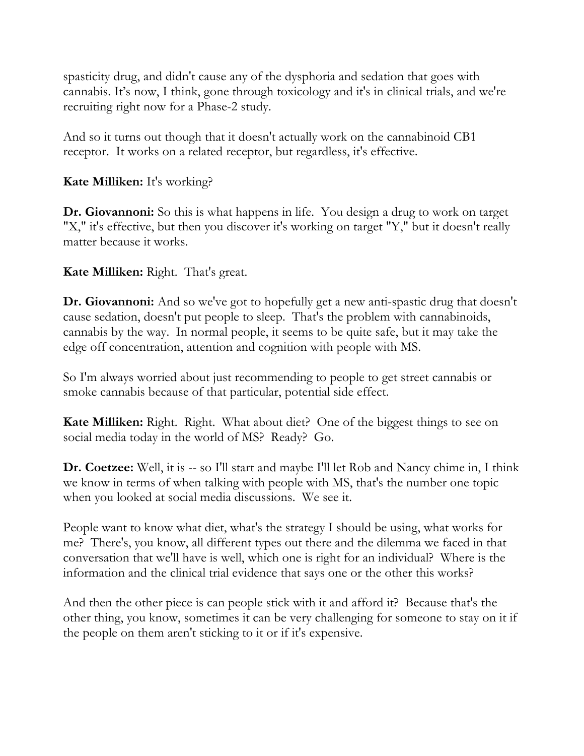spasticity drug, and didn't cause any of the dysphoria and sedation that goes with cannabis. It's now, I think, gone through toxicology and it's in clinical trials, and we're recruiting right now for a Phase-2 study.

And so it turns out though that it doesn't actually work on the cannabinoid CB1 receptor. It works on a related receptor, but regardless, it's effective.

**Kate Milliken:** It's working?

**Dr. Giovannoni:** So this is what happens in life. You design a drug to work on target "X," it's effective, but then you discover it's working on target "Y," but it doesn't really matter because it works.

**Kate Milliken:** Right. That's great.

**Dr. Giovannoni:** And so we've got to hopefully get a new anti-spastic drug that doesn't cause sedation, doesn't put people to sleep. That's the problem with cannabinoids, cannabis by the way. In normal people, it seems to be quite safe, but it may take the edge off concentration, attention and cognition with people with MS.

So I'm always worried about just recommending to people to get street cannabis or smoke cannabis because of that particular, potential side effect.

**Kate Milliken:** Right. Right. What about diet? One of the biggest things to see on social media today in the world of MS? Ready? Go.

**Dr. Coetzee:** Well, it is -- so I'll start and maybe I'll let Rob and Nancy chime in, I think we know in terms of when talking with people with MS, that's the number one topic when you looked at social media discussions. We see it.

People want to know what diet, what's the strategy I should be using, what works for me? There's, you know, all different types out there and the dilemma we faced in that conversation that we'll have is well, which one is right for an individual? Where is the information and the clinical trial evidence that says one or the other this works?

And then the other piece is can people stick with it and afford it? Because that's the other thing, you know, sometimes it can be very challenging for someone to stay on it if the people on them aren't sticking to it or if it's expensive.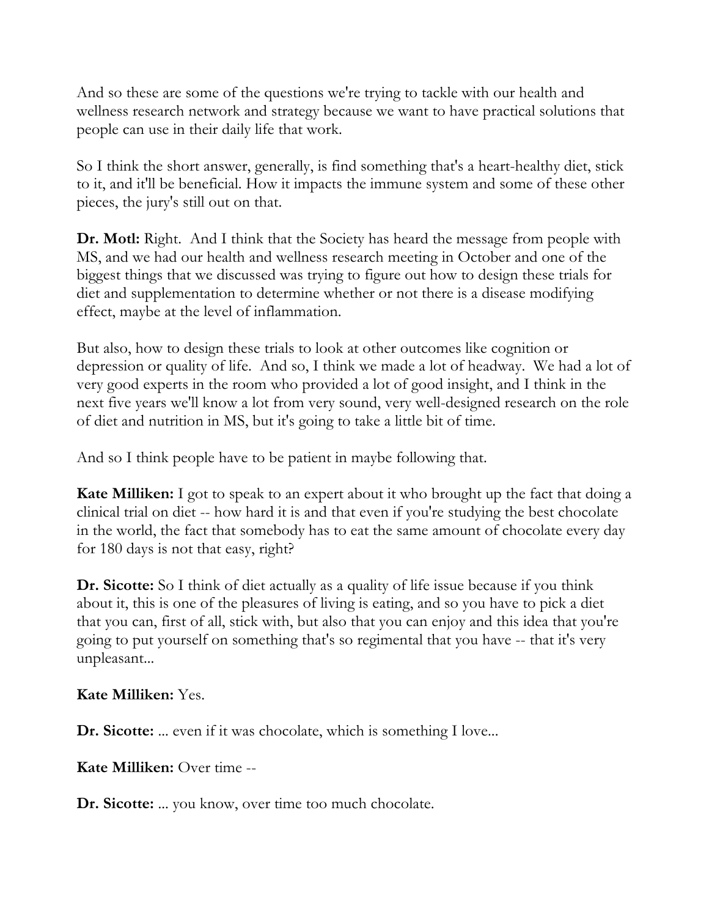And so these are some of the questions we're trying to tackle with our health and wellness research network and strategy because we want to have practical solutions that people can use in their daily life that work.

So I think the short answer, generally, is find something that's a heart-healthy diet, stick to it, and it'll be beneficial. How it impacts the immune system and some of these other pieces, the jury's still out on that.

**Dr. Motl:** Right. And I think that the Society has heard the message from people with MS, and we had our health and wellness research meeting in October and one of the biggest things that we discussed was trying to figure out how to design these trials for diet and supplementation to determine whether or not there is a disease modifying effect, maybe at the level of inflammation.

But also, how to design these trials to look at other outcomes like cognition or depression or quality of life. And so, I think we made a lot of headway. We had a lot of very good experts in the room who provided a lot of good insight, and I think in the next five years we'll know a lot from very sound, very well-designed research on the role of diet and nutrition in MS, but it's going to take a little bit of time.

And so I think people have to be patient in maybe following that.

**Kate Milliken:** I got to speak to an expert about it who brought up the fact that doing a clinical trial on diet -- how hard it is and that even if you're studying the best chocolate in the world, the fact that somebody has to eat the same amount of chocolate every day for 180 days is not that easy, right?

**Dr. Sicotte:** So I think of diet actually as a quality of life issue because if you think about it, this is one of the pleasures of living is eating, and so you have to pick a diet that you can, first of all, stick with, but also that you can enjoy and this idea that you're going to put yourself on something that's so regimental that you have -- that it's very unpleasant...

**Kate Milliken:** Yes.

**Dr. Sicotte:** ... even if it was chocolate, which is something I love...

**Kate Milliken:** Over time --

**Dr. Sicotte:** ... you know, over time too much chocolate.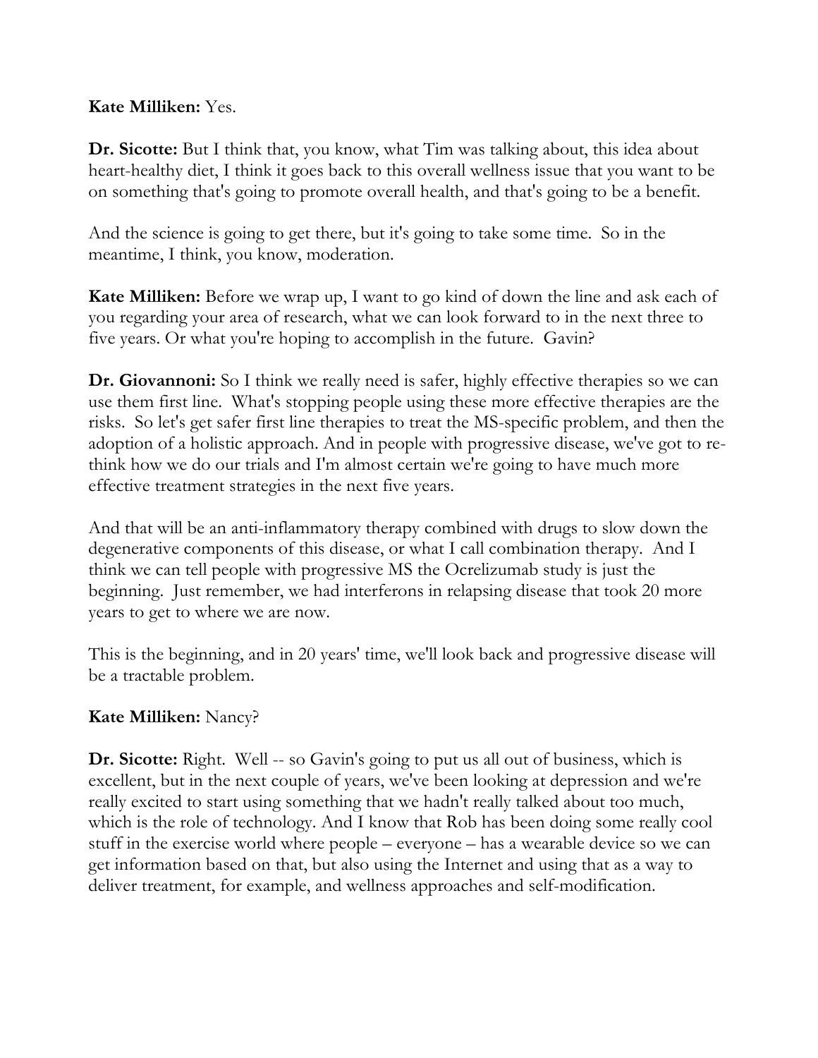**Kate Milliken:** Yes.

**Dr. Sicotte:** But I think that, you know, what Tim was talking about, this idea about heart-healthy diet, I think it goes back to this overall wellness issue that you want to be on something that's going to promote overall health, and that's going to be a benefit.

And the science is going to get there, but it's going to take some time. So in the meantime, I think, you know, moderation.

**Kate Milliken:** Before we wrap up, I want to go kind of down the line and ask each of you regarding your area of research, what we can look forward to in the next three to five years. Or what you're hoping to accomplish in the future. Gavin?

**Dr. Giovannoni:** So I think we really need is safer, highly effective therapies so we can use them first line. What's stopping people using these more effective therapies are the risks. So let's get safer first line therapies to treat the MS-specific problem, and then the adoption of a holistic approach. And in people with progressive disease, we've got to re-think how we do our trials and I'm almost certain we're going to have much more effective treatment strategies in the next five years.

And that will be an anti-inflammatory therapy combined with drugs to slow down the degenerative components of this disease, or what I call combination therapy. And I think we can tell people with progressive MS the Ocrelizumab study is just the beginning. Just remember, we had interferons in relapsing disease that took 20 more years to get to where we are now.

This is the beginning, and in 20 years' time, we'll look back and progressive disease will be a tractable problem.

**Kate Milliken:** Nancy?

**Dr. Sicotte:** Right. Well -- so Gavin's going to put us all out of business, which is excellent, but in the next couple of years, we've been looking at depression and we're really excited to start using something that we hadn't really talked about too much, which is the role of technology. And I know that Rob has been doing some really cool stuff in the exercise world where people – everyone – has a wearable device so we can get information based on that, but also using the Internet and using that as a way to deliver treatment, for example, and wellness approaches and self-modification.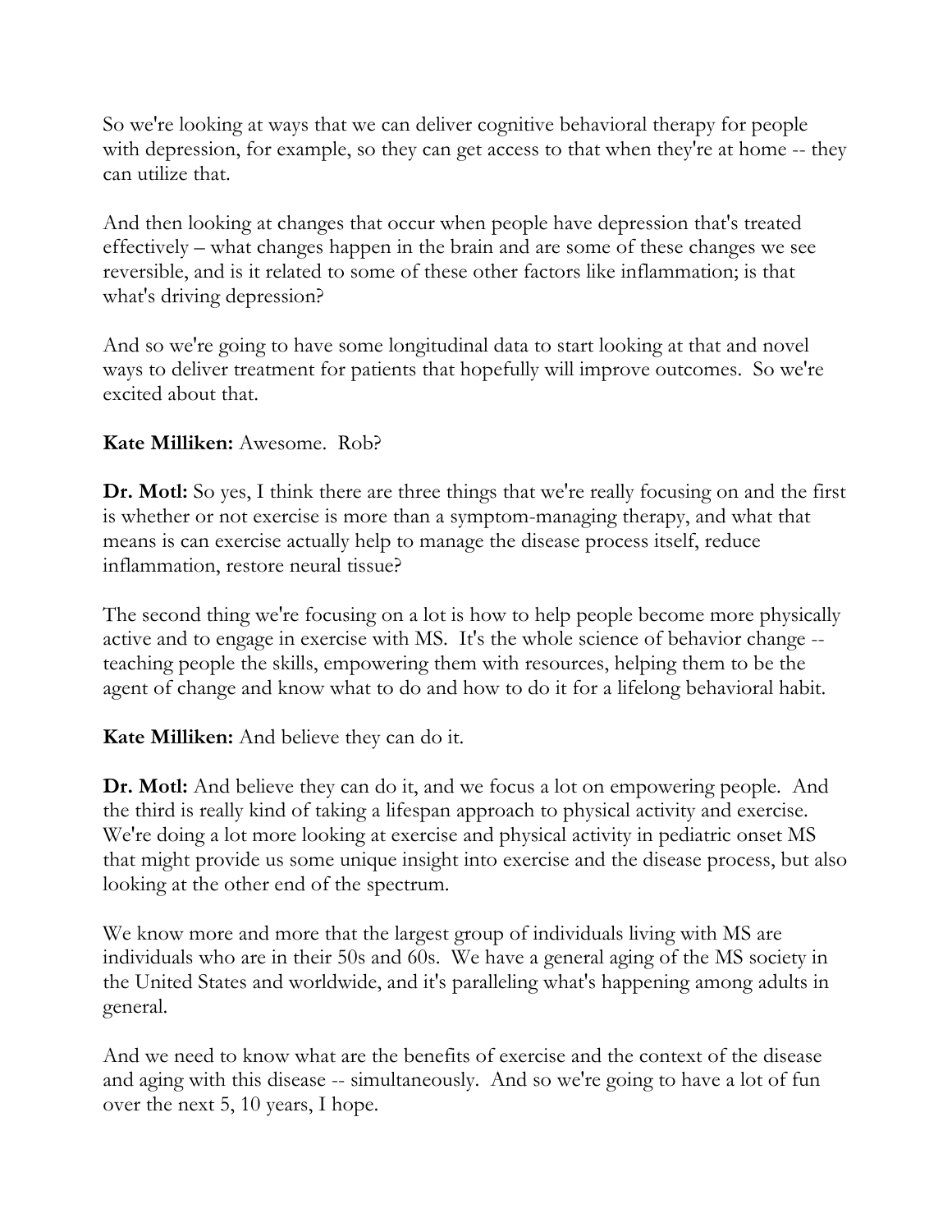So we're looking at ways that we can deliver cognitive behavioral therapy for people with depression, for example, so they can get access to that when they're at home -- they can utilize that.

And then looking at changes that occur when people have depression that's treated effectively – what changes happen in the brain and are some of these changes we see reversible, and is it related to some of these other factors like inflammation; is that what's driving depression?

And so we're going to have some longitudinal data to start looking at that and novel ways to deliver treatment for patients that hopefully will improve outcomes. So we're excited about that.

**Kate Milliken:** Awesome. Rob?

**Dr. Motl:** So yes, I think there are three things that we're really focusing on and the first is whether or not exercise is more than a symptom-managing therapy, and what that means is can exercise actually help to manage the disease process itself, reduce inflammation, restore neural tissue?

The second thing we're focusing on a lot is how to help people become more physically active and to engage in exercise with MS. It's the whole science of behavior change -- teaching people the skills, empowering them with resources, helping them to be the agent of change and know what to do and how to do it for a lifelong behavioral habit.

**Kate Milliken:** And believe they can do it.

**Dr. Motl:** And believe they can do it, and we focus a lot on empowering people. And the third is really kind of taking a lifespan approach to physical activity and exercise. We're doing a lot more looking at exercise and physical activity in pediatric onset MS that might provide us some unique insight into exercise and the disease process, but also looking at the other end of the spectrum.

We know more and more that the largest group of individuals living with MS are individuals who are in their 50s and 60s. We have a general aging of the MS society in the United States and worldwide, and it's paralleling what's happening among adults in general.

And we need to know what are the benefits of exercise and the context of the disease and aging with this disease -- simultaneously. And so we're going to have a lot of fun over the next 5, 10 years, I hope.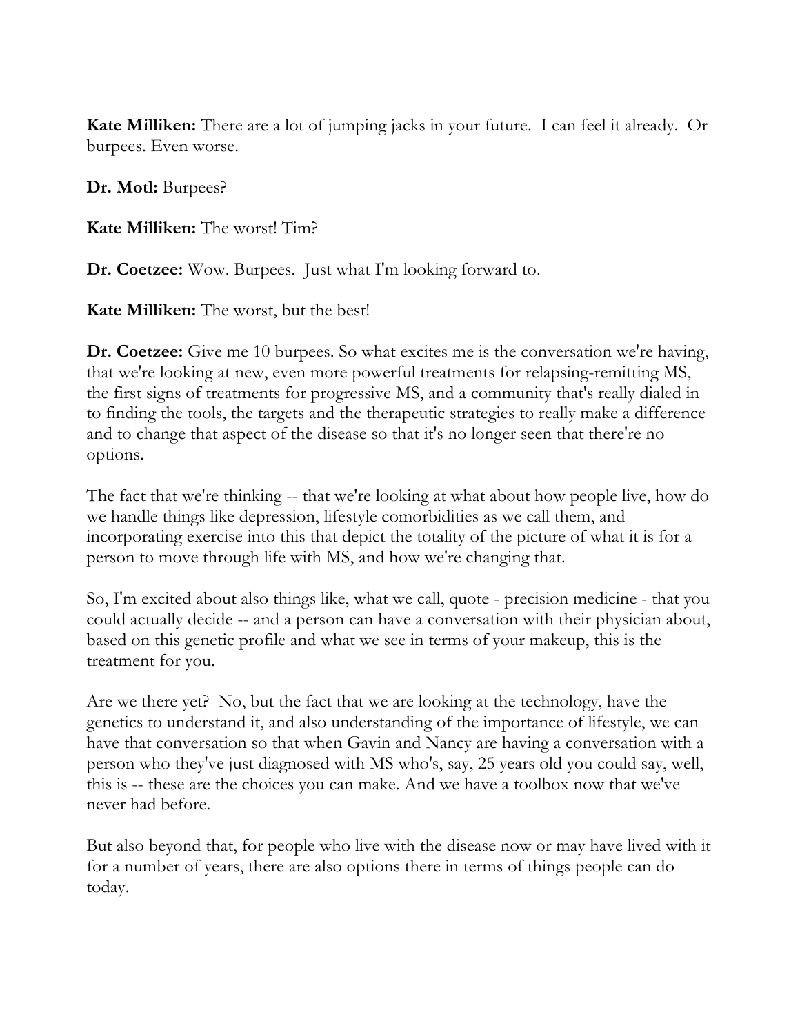**Kate Milliken:** There are a lot of jumping jacks in your future. I can feel it already. Or burpees. Even worse.

**Dr. Motl:** Burpees?

**Kate Milliken:** The worst! Tim?

**Dr. Coetzee:** Wow. Burpees. Just what I'm looking forward to.

**Kate Milliken:** The worst, but the best!

**Dr. Coetzee:** Give me 10 burpees. So what excites me is the conversation we're having, that we're looking at new, even more powerful treatments for relapsing-remitting MS, the first signs of treatments for progressive MS, and a community that's really dialed in to finding the tools, the targets and the therapeutic strategies to really make a difference and to change that aspect of the disease so that it's no longer seen that there're no options.

The fact that we're thinking -- that we're looking at what about how people live, how do we handle things like depression, lifestyle comorbidities as we call them, and incorporating exercise into this that depict the totality of the picture of what it is for a person to move through life with MS, and how we're changing that.

So, I'm excited about also things like, what we call, quote - precision medicine - that you could actually decide -- and a person can have a conversation with their physician about, based on this genetic profile and what we see in terms of your makeup, this is the treatment for you.

Are we there yet? No, but the fact that we are looking at the technology, have the genetics to understand it, and also understanding of the importance of lifestyle, we can have that conversation so that when Gavin and Nancy are having a conversation with a person who they've just diagnosed with MS who's, say, 25 years old you could say, well, this is -- these are the choices you can make. And we have a toolbox now that we've never had before.

But also beyond that, for people who live with the disease now or may have lived with it for a number of years, there are also options there in terms of things people can do today.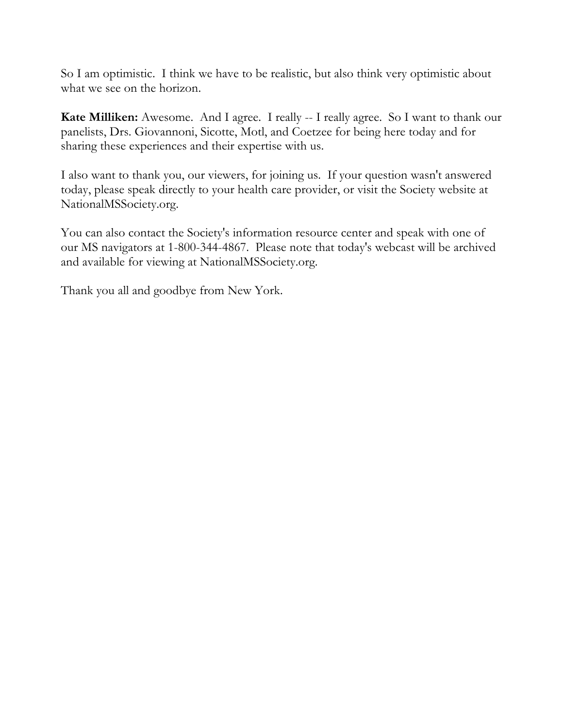So I am optimistic. I think we have to be realistic, but also think very optimistic about what we see on the horizon.

**Kate Milliken:** Awesome. And I agree. I really -- I really agree. So I want to thank our panelists, Drs. Giovannoni, Sicotte, Motl, and Coetzee for being here today and for sharing these experiences and their expertise with us.

I also want to thank you, our viewers, for joining us. If your question wasn't answered today, please speak directly to your health care provider, or visit the Society website at NationalMSSociety.org.

You can also contact the Society's information resource center and speak with one of our MS navigators at 1-800-344-4867. Please note that today's webcast will be archived and available for viewing at NationalMSSociety.org.

Thank you all and goodbye from New York.